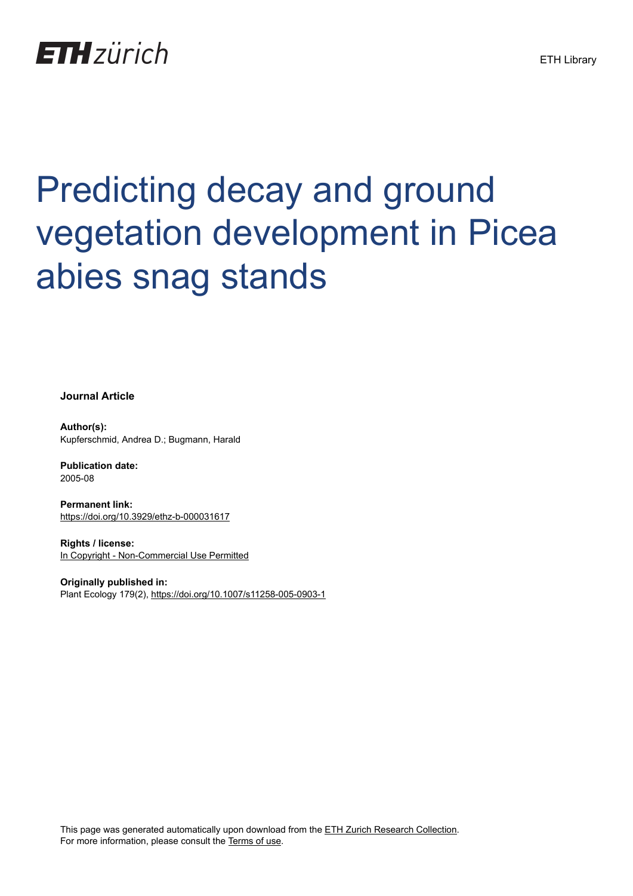ETH zürich

ETH Library

# Predicting decay and ground vegetation development in Picea abies snag stands

**Journal Article**

**Author(s):**
Kupferschmid, Andrea D.; Bugmann, Harald

**Publication date:**
2005-08

**Permanent link:**
https://doi.org/10.3929/ethz-b-000031617

**Rights / license:**
In Copyright - Non-Commercial Use Permitted

**Originally published in:**
Plant Ecology 179(2), https://doi.org/10.1007/s11258-005-0903-1

This page was generated automatically upon download from the ETH Zurich Research Collection.
For more information, please consult the Terms of use.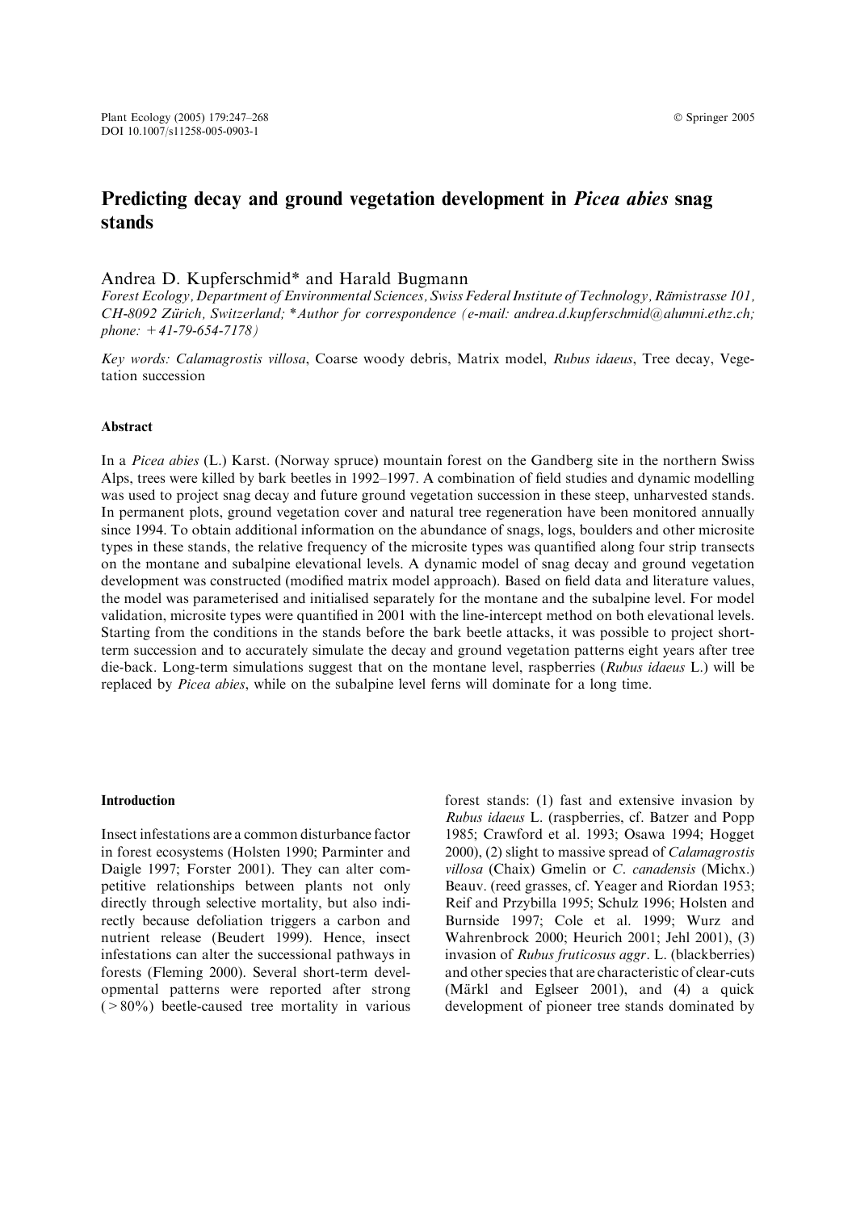# Predicting decay and ground vegetation development in *Picea abies* snag stands

Andrea D. Kupferschmid* and Harald Bugmann

*Forest Ecology, Department of Environmental Sciences, Swiss Federal Institute of Technology, Rämistrasse 101, CH-8092 Zürich, Switzerland; *Author for correspondence (e-mail: andrea.d.kupferschmid@alumni.ethz.ch; phone: +41-79-654-7178)*

*Key words:* *Calamagrostis villosa*, Coarse woody debris, Matrix model, *Rubus idaeus*, Tree decay, Vegetation succession

## Abstract

In a *Picea abies* (L.) Karst. (Norway spruce) mountain forest on the Gandberg site in the northern Swiss Alps, trees were killed by bark beetles in 1992–1997. A combination of field studies and dynamic modelling was used to project snag decay and future ground vegetation succession in these steep, unharvested stands. In permanent plots, ground vegetation cover and natural tree regeneration have been monitored annually since 1994. To obtain additional information on the abundance of snags, logs, boulders and other microsite types in these stands, the relative frequency of the microsite types was quantified along four strip transects on the montane and subalpine elevational levels. A dynamic model of snag decay and ground vegetation development was constructed (modified matrix model approach). Based on field data and literature values, the model was parameterised and initialised separately for the montane and the subalpine level. For model validation, microsite types were quantified in 2001 with the line-intercept method on both elevational levels. Starting from the conditions in the stands before the bark beetle attacks, it was possible to project short-term succession and to accurately simulate the decay and ground vegetation patterns eight years after tree die-back. Long-term simulations suggest that on the montane level, raspberries (*Rubus idaeus* L.) will be replaced by *Picea abies*, while on the subalpine level ferns will dominate for a long time.

## Introduction

Insect infestations are a common disturbance factor in forest ecosystems (Holsten 1990; Parminter and Daigle 1997; Forster 2001). They can alter competitive relationships between plants not only directly through selective mortality, but also indirectly because defoliation triggers a carbon and nutrient release (Beudert 1999). Hence, insect infestations can alter the successional pathways in forests (Fleming 2000). Several short-term developmental patterns were reported after strong (>80%) beetle-caused tree mortality in various forest stands: (1) fast and extensive invasion by *Rubus idaeus* L. (raspberries, cf. Batzer and Popp 1985; Crawford et al. 1993; Osawa 1994; Hogget 2000), (2) slight to massive spread of *Calamagrostis villosa* (Chaix) Gmelin or *C. canadensis* (Michx.) Beauv. (reed grasses, cf. Yeager and Riordan 1953; Reif and Przybilla 1995; Schulz 1996; Holsten and Burnside 1997; Cole et al. 1999; Wurz and Wahrenbrock 2000; Heurich 2001; Jehl 2001), (3) invasion of *Rubus fruticosus aggr*. L. (blackberries) and other species that are characteristic of clear-cuts (Märkl and Eglseer 2001), and (4) a quick development of pioneer tree stands dominated by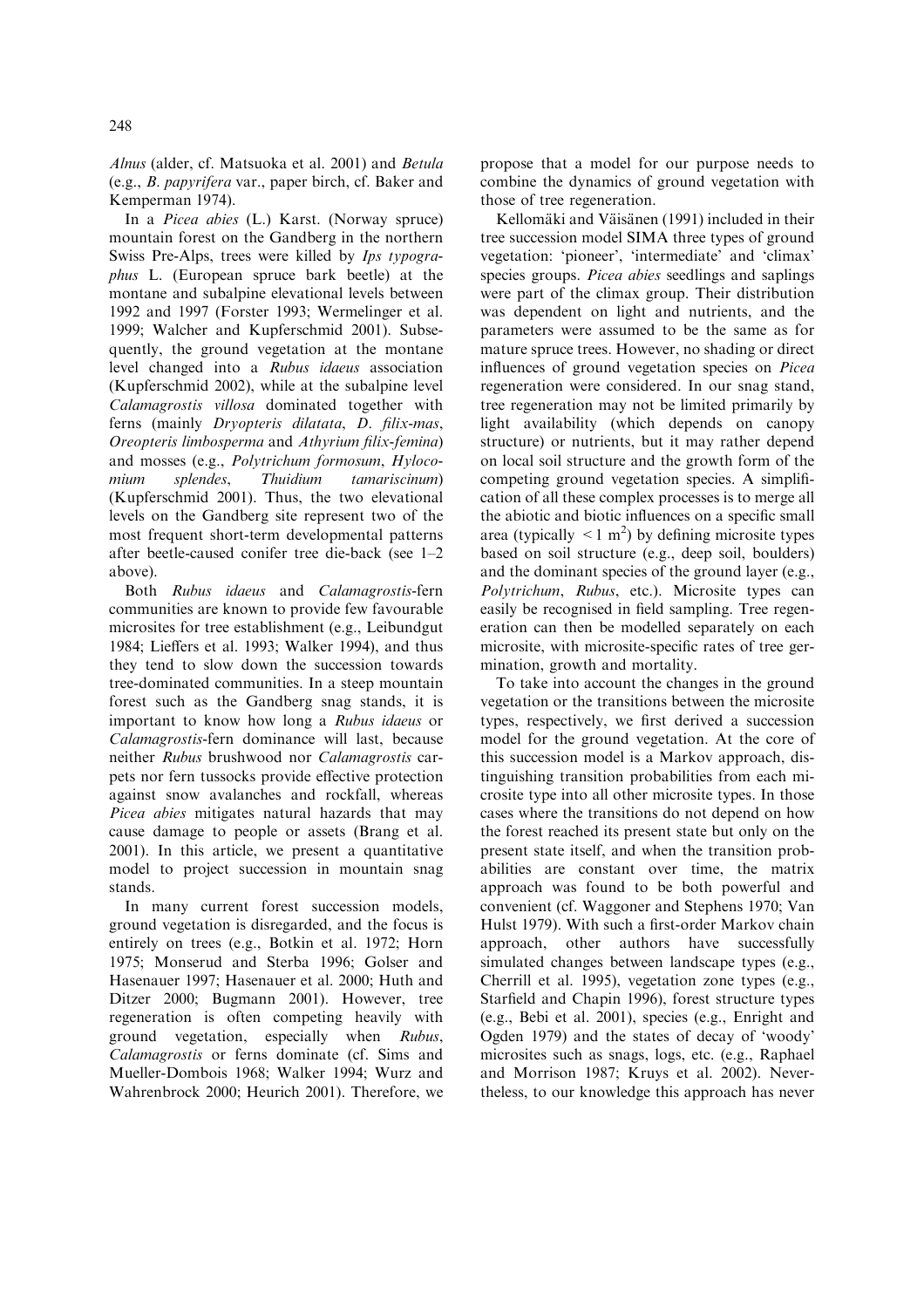*Alnus* (alder, cf. Matsuoka et al. 2001) and *Betula* (e.g., *B. papyrifera* var., paper birch, cf. Baker and Kemperman 1974).

In a *Picea abies* (L.) Karst. (Norway spruce) mountain forest on the Gandberg in the northern Swiss Pre-Alps, trees were killed by *Ips typographus* L. (European spruce bark beetle) at the montane and subalpine elevational levels between 1992 and 1997 (Forster 1993; Wermelinger et al. 1999; Walcher and Kupferschmid 2001). Subsequently, the ground vegetation at the montane level changed into a *Rubus idaeus* association (Kupferschmid 2002), while at the subalpine level *Calamagrostis villosa* dominated together with ferns (mainly *Dryopteris dilatata*, *D. filix-mas*, *Oreopteris limbosperma* and *Athyrium filix-femina*) and mosses (e.g., *Polytrichum formosum*, *Hylocomium splendes*, *Thuidium tamariscinum*) (Kupferschmid 2001). Thus, the two elevational levels on the Gandberg site represent two of the most frequent short-term developmental patterns after beetle-caused conifer tree die-back (see 1–2 above).

Both *Rubus idaeus* and *Calamagrostis*-fern communities are known to provide few favourable microsites for tree establishment (e.g., Leibundgut 1984; Lieffers et al. 1993; Walker 1994), and thus they tend to slow down the succession towards tree-dominated communities. In a steep mountain forest such as the Gandberg snag stands, it is important to know how long a *Rubus idaeus* or *Calamagrostis*-fern dominance will last, because neither *Rubus* brushwood nor *Calamagrostis* carpets nor fern tussocks provide effective protection against snow avalanches and rockfall, whereas *Picea abies* mitigates natural hazards that may cause damage to people or assets (Brang et al. 2001). In this article, we present a quantitative model to project succession in mountain snag stands.

In many current forest succession models, ground vegetation is disregarded, and the focus is entirely on trees (e.g., Botkin et al. 1972; Horn 1975; Monserud and Sterba 1996; Golser and Hasenauer 1997; Hasenauer et al. 2000; Huth and Ditzer 2000; Bugmann 2001). However, tree regeneration is often competing heavily with ground vegetation, especially when *Rubus*, *Calamagrostis* or ferns dominate (cf. Sims and Mueller-Dombois 1968; Walker 1994; Wurz and Wahrenbrock 2000; Heurich 2001). Therefore, we propose that a model for our purpose needs to combine the dynamics of ground vegetation with those of tree regeneration.

Kellomäki and Väisänen (1991) included in their tree succession model SIMA three types of ground vegetation: 'pioneer', 'intermediate' and 'climax' species groups. *Picea abies* seedlings and saplings were part of the climax group. Their distribution was dependent on light and nutrients, and the parameters were assumed to be the same as for mature spruce trees. However, no shading or direct influences of ground vegetation species on *Picea* regeneration were considered. In our snag stand, tree regeneration may not be limited primarily by light availability (which depends on canopy structure) or nutrients, but it may rather depend on local soil structure and the growth form of the competing ground vegetation species. A simplification of all these complex processes is to merge all the abiotic and biotic influences on a specific small area (typically $< 1$ m$^2$) by defining microsite types based on soil structure (e.g., deep soil, boulders) and the dominant species of the ground layer (e.g., *Polytrichum*, *Rubus*, etc.). Microsite types can easily be recognised in field sampling. Tree regeneration can then be modelled separately on each microsite, with microsite-specific rates of tree germination, growth and mortality.

To take into account the changes in the ground vegetation or the transitions between the microsite types, respectively, we first derived a succession model for the ground vegetation. At the core of this succession model is a Markov approach, distinguishing transition probabilities from each microsite type into all other microsite types. In those cases where the transitions do not depend on how the forest reached its present state but only on the present state itself, and when the transition probabilities are constant over time, the matrix approach was found to be both powerful and convenient (cf. Waggoner and Stephens 1970; Van Hulst 1979). With such a first-order Markov chain approach, other authors have successfully simulated changes between landscape types (e.g., Cherrill et al. 1995), vegetation zone types (e.g., Starfield and Chapin 1996), forest structure types (e.g., Bebi et al. 2001), species (e.g., Enright and Ogden 1979) and the states of decay of 'woody' microsites such as snags, logs, etc. (e.g., Raphael and Morrison 1987; Kruys et al. 2002). Nevertheless, to our knowledge this approach has never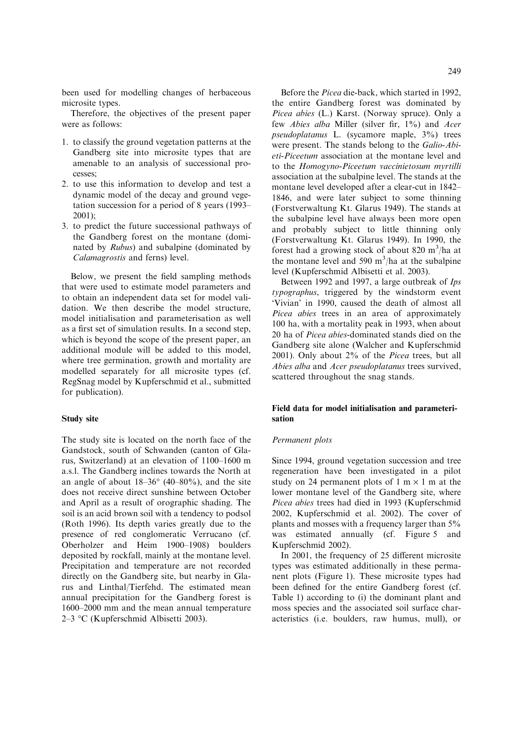been used for modelling changes of herbaceous microsite types.

Therefore, the objectives of the present paper were as follows:

1. to classify the ground vegetation patterns at the Gandberg site into microsite types that are amenable to an analysis of successional processes;
2. to use this information to develop and test a dynamic model of the decay and ground vegetation succession for a period of 8 years (1993–2001);
3. to predict the future successional pathways of the Gandberg forest on the montane (dominated by *Rubus*) and subalpine (dominated by *Calamagrostis* and ferns) level.

Below, we present the field sampling methods that were used to estimate model parameters and to obtain an independent data set for model validation. We then describe the model structure, model initialisation and parameterisation as well as a first set of simulation results. In a second step, which is beyond the scope of the present paper, an additional module will be added to this model, where tree germination, growth and mortality are modelled separately for all microsite types (cf. RegSnag model by Kupferschmid et al., submitted for publication).

## Study site

The study site is located on the north face of the Gandstock, south of Schwanden (canton of Glarus, Switzerland) at an elevation of 1100–1600 m a.s.l. The Gandberg inclines towards the North at an angle of about 18–36° (40–80%), and the site does not receive direct sunshine between October and April as a result of orographic shading. The soil is an acid brown soil with a tendency to podsol (Roth 1996). Its depth varies greatly due to the presence of red conglomeratic Verrucano (cf. Oberholzer and Heim 1900–1908) boulders deposited by rockfall, mainly at the montane level. Precipitation and temperature are not recorded directly on the Gandberg site, but nearby in Glarus and Linthal/Tierfehd. The estimated mean annual precipitation for the Gandberg forest is 1600–2000 mm and the mean annual temperature 2–3 °C (Kupferschmid Albisetti 2003).

Before the *Picea* die-back, which started in 1992, the entire Gandberg forest was dominated by *Picea abies* (L.) Karst. (Norway spruce). Only a few *Abies alba* Miller (silver fir, 1%) and *Acer pseudoplatanus* L. (sycamore maple, 3%) trees were present. The stands belong to the *Galio-Abieti-Piceetum* association at the montane level and to the *Homogyno-Piceetum vaccinietosum myrtilli* association at the subalpine level. The stands at the montane level developed after a clear-cut in 1842–1846, and were later subject to some thinning (Forstverwaltung Kt. Glarus 1949). The stands at the subalpine level have always been more open and probably subject to little thinning only (Forstverwaltung Kt. Glarus 1949). In 1990, the forest had a growing stock of about 820 $m^3$/ha at the montane level and 590 $m^3$/ha at the subalpine level (Kupferschmid Albisetti et al. 2003).

Between 1992 and 1997, a large outbreak of *Ips typographus*, triggered by the windstorm event 'Vivian' in 1990, caused the death of almost all *Picea abies* trees in an area of approximately 100 ha, with a mortality peak in 1993, when about 20 ha of *Picea abies*-dominated stands died on the Gandberg site alone (Walcher and Kupferschmid 2001). Only about 2% of the *Picea* trees, but all *Abies alba* and *Acer pseudoplatanus* trees survived, scattered throughout the snag stands.

## Field data for model initialisation and parameterisation

### Permanent plots

Since 1994, ground vegetation succession and tree regeneration have been investigated in a pilot study on 24 permanent plots of 1 m × 1 m at the lower montane level of the Gandberg site, where *Picea abies* trees had died in 1993 (Kupferschmid 2002, Kupferschmid et al. 2002). The cover of plants and mosses with a frequency larger than 5% was estimated annually (cf. Figure 5 and Kupferschmid 2002).

In 2001, the frequency of 25 different microsite types was estimated additionally in these permanent plots (Figure 1). These microsite types had been defined for the entire Gandberg forest (cf. Table 1) according to (i) the dominant plant and moss species and the associated soil surface characteristics (i.e. boulders, raw humus, mull), or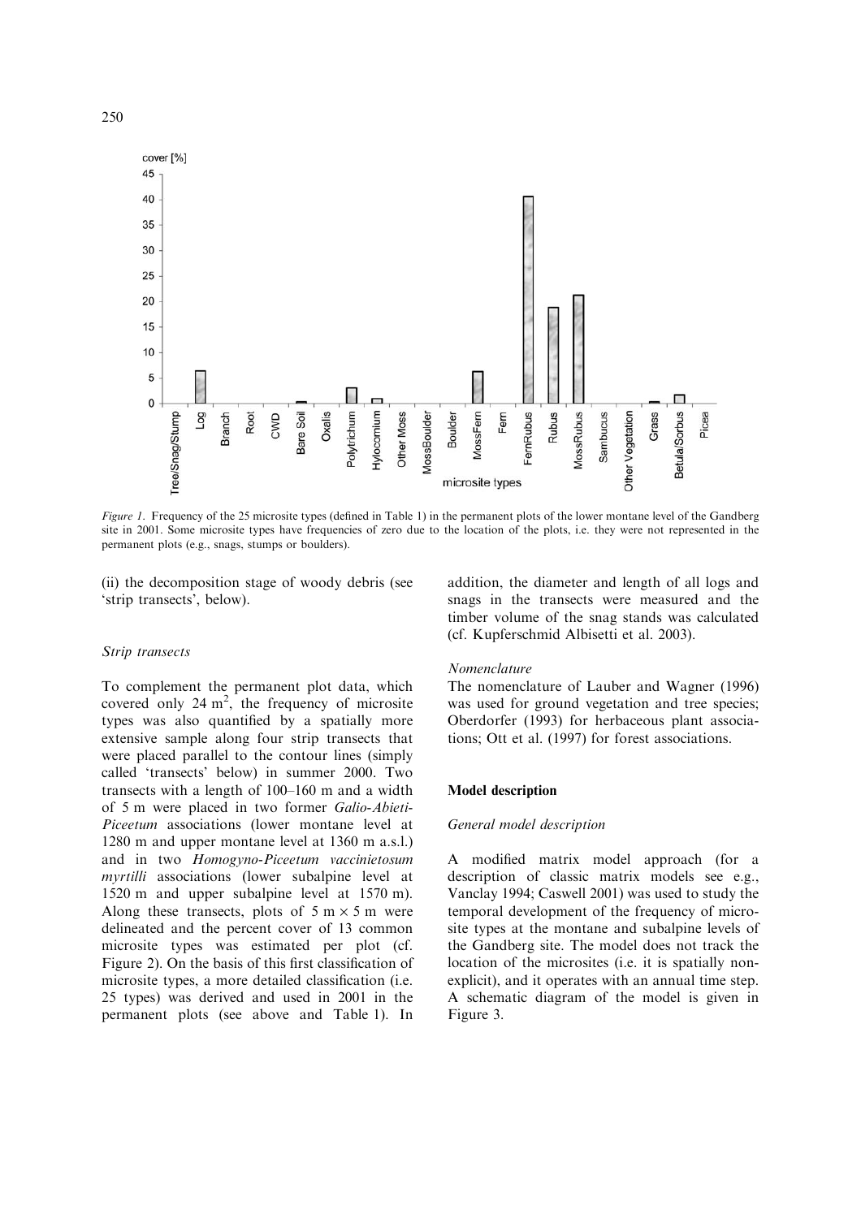*Figure 1.* Frequency of the 25 microsite types (defined in Table 1) in the permanent plots of the lower montane level of the Gandberg site in 2001. Some microsite types have frequencies of zero due to the location of the plots, i.e. they were not represented in the permanent plots (e.g., snags, stumps or boulders).

(ii) the decomposition stage of woody debris (see 'strip transects', below).

### *Strip transects*

To complement the permanent plot data, which covered only 24 $m^2$, the frequency of microsite types was also quantified by a spatially more extensive sample along four strip transects that were placed parallel to the contour lines (simply called 'transects' below) in summer 2000. Two transects with a length of 100–160 m and a width of 5 m were placed in two former *Galio-Abieti-Piceetum* associations (lower montane level at 1280 m and upper montane level at 1360 m a.s.l.) and in two *Homogyno-Piceetum vaccinietosum myrtilli* associations (lower subalpine level at 1520 m and upper subalpine level at 1570 m). Along these transects, plots of 5 m × 5 m were delineated and the percent cover of 13 common microsite types was estimated per plot (cf. Figure 2). On the basis of this first classification of microsite types, a more detailed classification (i.e. 25 types) was derived and used in 2001 in the permanent plots (see above and Table 1). In addition, the diameter and length of all logs and snags in the transects were measured and the timber volume of the snag stands was calculated (cf. Kupferschmid Albisetti et al. 2003).

### *Nomenclature*

The nomenclature of Lauber and Wagner (1996) was used for ground vegetation and tree species; Oberdorfer (1993) for herbaceous plant associations; Ott et al. (1997) for forest associations.

## Model description

### *General model description*

A modified matrix model approach (for a description of classic matrix models see e.g., Vanclay 1994; Caswell 2001) was used to study the temporal development of the frequency of microsite types at the montane and subalpine levels of the Gandberg site. The model does not track the location of the microsites (i.e. it is spatially non-explicit), and it operates with an annual time step. A schematic diagram of the model is given in Figure 3.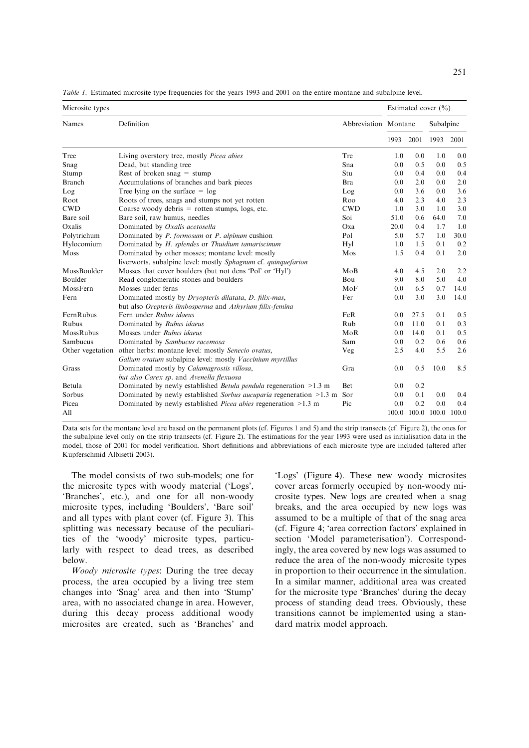*Table 1.* Estimated microsite type frequencies for the years 1993 and 2001 on the entire montane and subalpine level.

| Microsite types | | | Estimated cover (%) | | | |
|---|---|---|---|---|---|---|
| Names | Definition | Abbreviation | Montane | | Subalpine | |
| | | | 1993 | 2001 | 1993 | 2001 |
| Tree | Living overstory tree, mostly *Picea abies* | Tre | 1.0 | 0.0 | 1.0 | 0.0 |
| Snag | Dead, but standing tree | Sna | 0.0 | 0.5 | 0.0 | 0.5 |
| Stump | Rest of broken snag = stump | Stu | 0.0 | 0.4 | 0.0 | 0.4 |
| Branch | Accumulations of branches and bark pieces | Bra | 0.0 | 2.0 | 0.0 | 2.0 |
| Log | Tree lying on the surface = log | Log | 0.0 | 3.6 | 0.0 | 3.6 |
| Root | Roots of trees, snags and stumps not yet rotten | Roo | 4.0 | 2.3 | 4.0 | 2.3 |
| CWD | Coarse woody debris = rotten stumps, logs, etc. | CWD | 1.0 | 3.0 | 1.0 | 3.0 |
| Bare soil | Bare soil, raw humus, needles | Soi | 51.0 | 0.6 | 64.0 | 7.0 |
| Oxalis | Dominated by *Oxalis acetosella* | Oxa | 20.0 | 0.4 | 1.7 | 1.0 |
| Polytrichum | Dominated by *P. formosum* or *P. alpinum* cushion | Pol | 5.0 | 5.7 | 1.0 | 30.0 |
| Hylocomium | Dominated by *H. splendes* or *Thuidium tamariscinum* | Hyl | 1.0 | 1.5 | 0.1 | 0.2 |
| Moss | Dominated by other mosses; montane level: mostly liverworts, subalpine level: mostly *Sphagnum* cf. *quinquefarion* | Mos | 1.5 | 0.4 | 0.1 | 2.0 |
| MossBoulder | Mosses that cover boulders (but not dens 'Pol' or 'Hyl') | MoB | 4.0 | 4.5 | 2.0 | 2.2 |
| Boulder | Read conglomeratic stones and boulders | Bou | 9.0 | 8.0 | 5.0 | 4.0 |
| MossFern | Mosses under ferns | MoF | 0.0 | 6.5 | 0.7 | 14.0 |
| Fern | Dominated mostly by *Dryopteris dilatata*, *D. filix-mas*, but also *Orepteris limbosperma* and *Athyrium filix-femina* | Fer | 0.0 | 3.0 | 3.0 | 14.0 |
| FernRubus | Fern under *Rubus idaeus* | FeR | 0.0 | 27.5 | 0.1 | 0.5 |
| Rubus | Dominated by *Rubus idaeus* | Rub | 0.0 | 11.0 | 0.1 | 0.3 |
| MossRubus | Mosses under *Rubus idaeus* | MoR | 0.0 | 14.0 | 0.1 | 0.5 |
| Sambucus | Dominated by *Sambucus racemosa* | Sam | 0.0 | 0.2 | 0.6 | 0.6 |
| Other vegetation | other herbs: montane level: mostly *Senecio ovatus*, *Galium ovatum* subalpine level: mostly *Vaccinium myrtillus* | Veg | 2.5 | 4.0 | 5.5 | 2.6 |
| Grass | Dominated mostly by *Calamagrostis villosa*, *but also Carex sp.* and *Avenella flexuosa* | Gra | 0.0 | 0.5 | 10.0 | 8.5 |
| Betula | Dominated by newly established *Betula pendula* regeneration >1.3 m | Bet | 0.0 | 0.2 | | |
| Sorbus | Dominated by newly established *Sorbus aucuparia* regeneration >1.3 m | Sor | 0.0 | 0.1 | 0.0 | 0.4 |
| Picea | Dominated by newly established *Picea abies* regeneration >1.3 m | Pic | 0.0 | 0.2 | 0.0 | 0.4 |
| All | | | 100.0 | 100.0 | 100.0 | 100.0 |

Data sets for the montane level are based on the permanent plots (cf. Figures 1 and 5) and the strip transects (cf. Figure 2), the ones for the subalpine level only on the strip transects (cf. Figure 2). The estimations for the year 1993 were used as initialisation data in the model, those of 2001 for model verification. Short definitions and abbreviations of each microsite type are included (altered after Kupferschmid Albisetti 2003).

The model consists of two sub-models; one for the microsite types with woody material ('Logs', 'Branches', etc.), and one for all non-woody microsite types, including 'Boulders', 'Bare soil' and all types with plant cover (cf. Figure 3). This splitting was necessary because of the peculiarities of the 'woody' microsite types, particularly with respect to dead trees, as described below.

*Woody microsite types*: During the tree decay process, the area occupied by a living tree stem changes into 'Snag' area and then into 'Stump' area, with no associated change in area. However, during this decay process additional woody microsites are created, such as 'Branches' and 'Logs' (Figure 4). These new woody microsites cover areas formerly occupied by non-woody microsite types. New logs are created when a snag breaks, and the area occupied by new logs was assumed to be a multiple of that of the snag area (cf. Figure 4; 'area correction factors' explained in section 'Model parameterisation'). Correspondingly, the area covered by new logs was assumed to reduce the area of the non-woody microsite types in proportion to their occurrence in the simulation. In a similar manner, additional area was created for the microsite type 'Branches' during the decay process of standing dead trees. Obviously, these transitions cannot be implemented using a standard matrix model approach.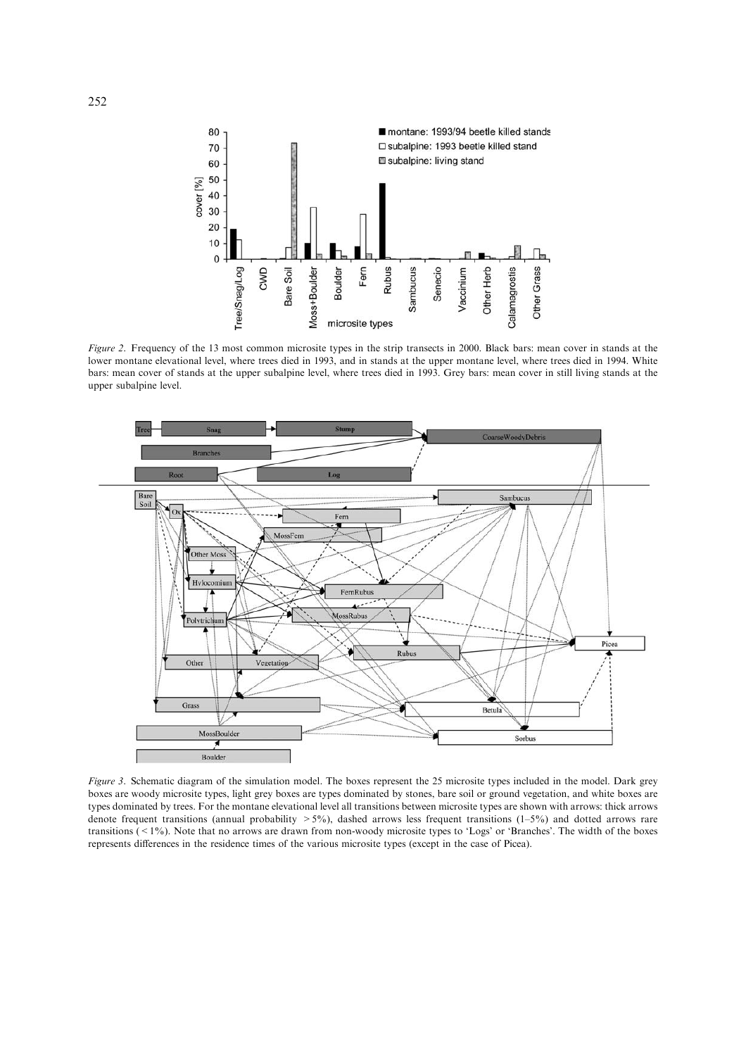*Figure 2.* Frequency of the 13 most common microsite types in the strip transects in 2000. Black bars: mean cover in stands at the lower montane elevational level, where trees died in 1993, and in stands at the upper montane level, where trees died in 1994. White bars: mean cover of stands at the upper subalpine level, where trees died in 1993. Grey bars: mean cover in still living stands at the upper subalpine level.

*Figure 3.* Schematic diagram of the simulation model. The boxes represent the 25 microsite types included in the model. Dark grey boxes are woody microsite types, light grey boxes are types dominated by stones, bare soil or ground vegetation, and white boxes are types dominated by trees. For the montane elevational level all transitions between microsite types are shown with arrows: thick arrows denote frequent transitions (annual probability > 5%), dashed arrows less frequent transitions (1–5%) and dotted arrows rare transitions (< 1%). Note that no arrows are drawn from non-woody microsite types to 'Logs' or 'Branches'. The width of the boxes represents differences in the residence times of the various microsite types (except in the case of Picea).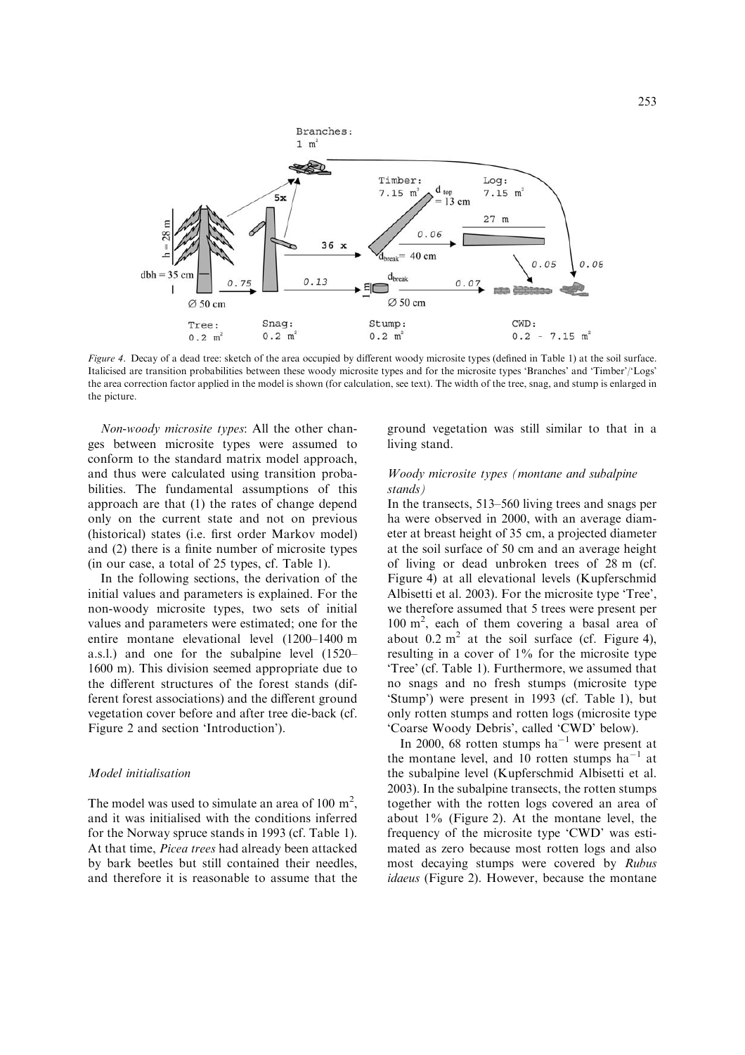Figure 4. Decay of a dead tree: sketch of the area occupied by different woody microsite types (defined in Table 1) at the soil surface. Italicised are transition probabilities between these woody microsite types and for the microsite types 'Branches' and 'Timber'/'Logs' the area correction factor applied in the model is shown (for calculation, see text). The width of the tree, snag, and stump is enlarged in the picture.

*Non-woody microsite types*: All the other changes between microsite types were assumed to conform to the standard matrix model approach, and thus were calculated using transition probabilities. The fundamental assumptions of this approach are that (1) the rates of change depend only on the current state and not on previous (historical) states (i.e. first order Markov model) and (2) there is a finite number of microsite types (in our case, a total of 25 types, cf. Table 1).

In the following sections, the derivation of the initial values and parameters is explained. For the non-woody microsite types, two sets of initial values and parameters were estimated; one for the entire montane elevational level (1200–1400 m a.s.l.) and one for the subalpine level (1520–1600 m). This division seemed appropriate due to the different structures of the forest stands (different forest associations) and the different ground vegetation cover before and after tree die-back (cf. Figure 2 and section 'Introduction').

### Model initialisation

The model was used to simulate an area of 100 $m^2$, and it was initialised with the conditions inferred for the Norway spruce stands in 1993 (cf. Table 1). At that time, *Picea trees* had already been attacked by bark beetles but still contained their needles, and therefore it is reasonable to assume that the ground vegetation was still similar to that in a living stand.

### Woody microsite types (montane and subalpine stands)

In the transects, 513–560 living trees and snags per ha were observed in 2000, with an average diameter at breast height of 35 cm, a projected diameter at the soil surface of 50 cm and an average height of living or dead unbroken trees of 28 m (cf. Figure 4) at all elevational levels (Kupferschmid Albisetti et al. 2003). For the microsite type 'Tree', we therefore assumed that 5 trees were present per 100 $m^2$, each of them covering a basal area of about 0.2 $m^2$ at the soil surface (cf. Figure 4), resulting in a cover of 1% for the microsite type 'Tree' (cf. Table 1). Furthermore, we assumed that no snags and no fresh stumps (microsite type 'Stump') were present in 1993 (cf. Table 1), but only rotten stumps and rotten logs (microsite type 'Coarse Woody Debris', called 'CWD' below).

In 2000, 68 rotten stumps $ha^{-1}$ were present at the montane level, and 10 rotten stumps $ha^{-1}$ at the subalpine level (Kupferschmid Albisetti et al. 2003). In the subalpine transects, the rotten stumps together with the rotten logs covered an area of about 1% (Figure 2). At the montane level, the frequency of the microsite type 'CWD' was estimated as zero because most rotten logs and also most decaying stumps were covered by *Rubus idaeus* (Figure 2). However, because the montane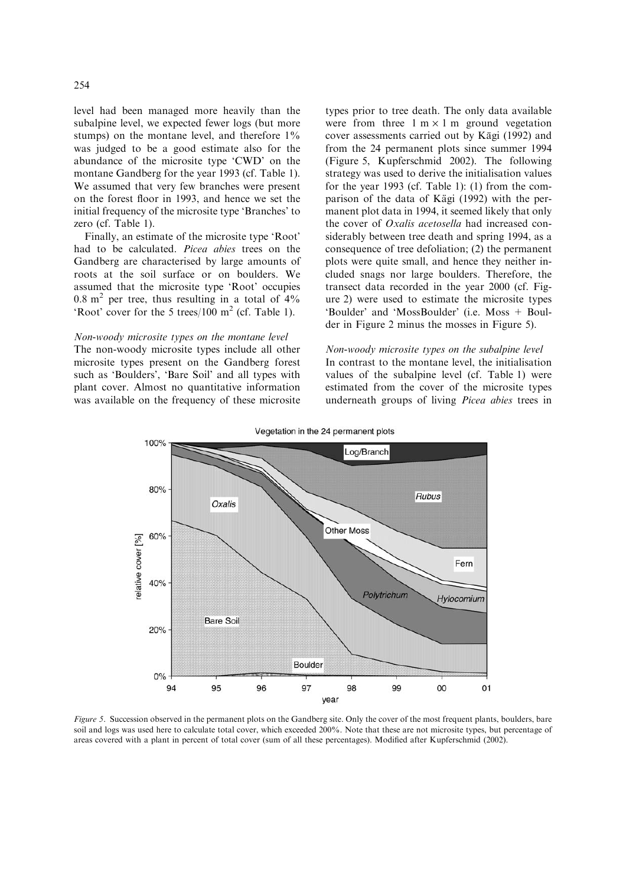level had been managed more heavily than the subalpine level, we expected fewer logs (but more stumps) on the montane level, and therefore 1% was judged to be a good estimate also for the abundance of the microsite type 'CWD' on the montane Gandberg for the year 1993 (cf. Table 1). We assumed that very few branches were present on the forest floor in 1993, and hence we set the initial frequency of the microsite type 'Branches' to zero (cf. Table 1).

Finally, an estimate of the microsite type 'Root' had to be calculated. *Picea abies* trees on the Gandberg are characterised by large amounts of roots at the soil surface or on boulders. We assumed that the microsite type 'Root' occupies 0.8 $m^2$ per tree, thus resulting in a total of 4% 'Root' cover for the 5 trees/100 $m^2$ (cf. Table 1).

*Non-woody microsite types on the montane level*

The non-woody microsite types include all other microsite types present on the Gandberg forest such as 'Boulders', 'Bare Soil' and all types with plant cover. Almost no quantitative information was available on the frequency of these microsite types prior to tree death. The only data available were from three 1 m × 1 m ground vegetation cover assessments carried out by Kägi (1992) and from the 24 permanent plots since summer 1994 (Figure 5, Kupferschmid 2002). The following strategy was used to derive the initialisation values for the year 1993 (cf. Table 1): (1) from the comparison of the data of Kägi (1992) with the permanent plot data in 1994, it seemed likely that only the cover of *Oxalis acetosella* had increased considerably between tree death and spring 1994, as a consequence of tree defoliation; (2) the permanent plots were quite small, and hence they neither included snags nor large boulders. Therefore, the transect data recorded in the year 2000 (cf. Figure 2) were used to estimate the microsite types 'Boulder' and 'MossBoulder' (i.e. Moss + Boulder in Figure 2 minus the mosses in Figure 5).

*Non-woody microsite types on the subalpine level*

In contrast to the montane level, the initialisation values of the subalpine level (cf. Table 1) were estimated from the cover of the microsite types underneath groups of living *Picea abies* trees in

*Figure 5*. Succession observed in the permanent plots on the Gandberg site. Only the cover of the most frequent plants, boulders, bare soil and logs was used here to calculate total cover, which exceeded 200%. Note that these are not microsite types, but percentage of areas covered with a plant in percent of total cover (sum of all these percentages). Modified after Kupferschmid (2002).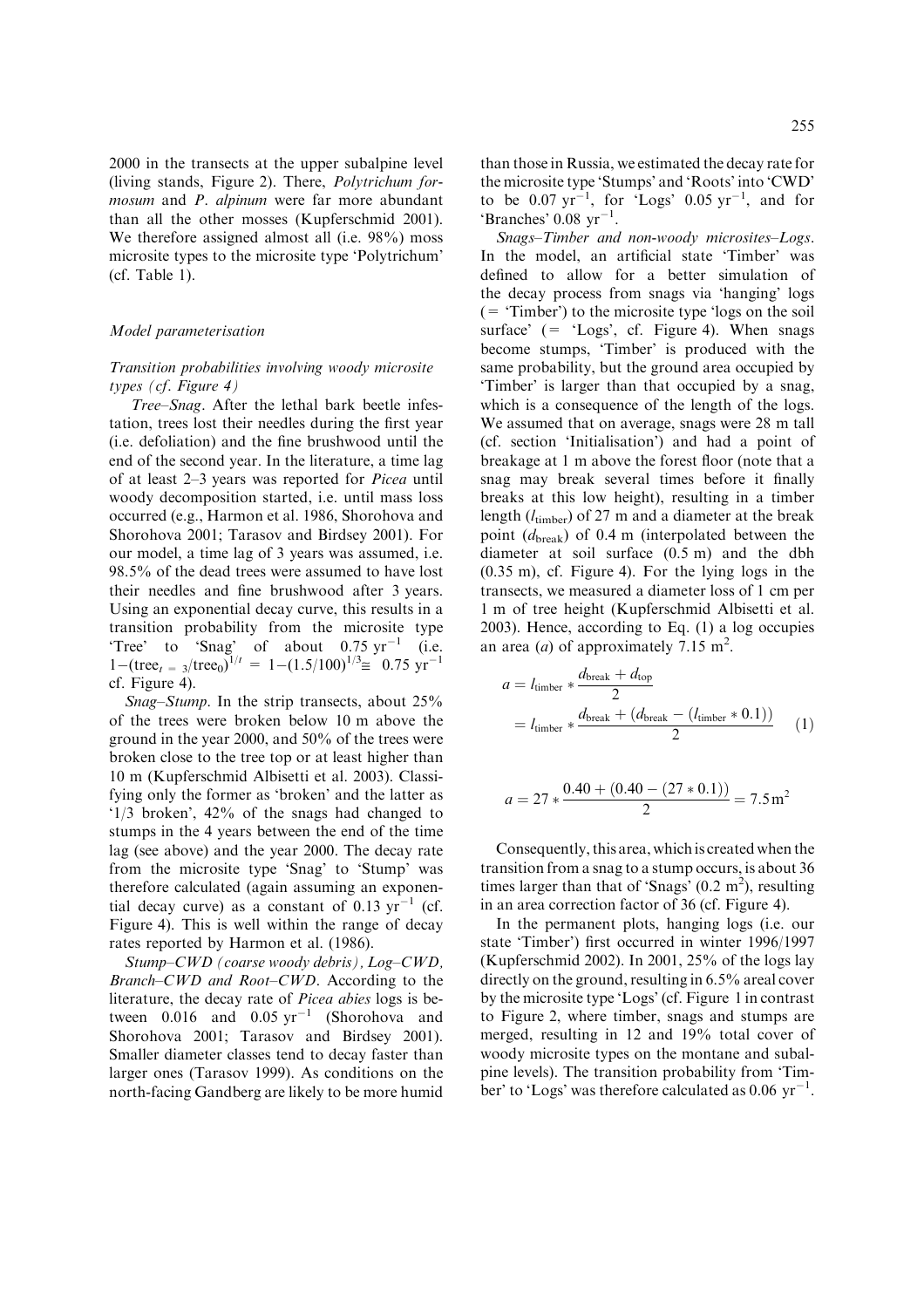2000 in the transects at the upper subalpine level (living stands, Figure 2). There, *Polytrichum formosum* and *P. alpinum* were far more abundant than all the other mosses (Kupferschmid 2001). We therefore assigned almost all (i.e. 98%) moss microsite types to the microsite type 'Polytrichum' (cf. Table 1).

### Model parameterisation

#### *Transition probabilities involving woody microsite types (cf. Figure 4)*

*Tree–Snag*. After the lethal bark beetle infestation, trees lost their needles during the first year (i.e. defoliation) and the fine brushwood until the end of the second year. In the literature, a time lag of at least 2–3 years was reported for *Picea* until woody decomposition started, i.e. until mass loss occurred (e.g., Harmon et al. 1986, Shorohova and Shorohova 2001; Tarasov and Birdsey 2001). For our model, a time lag of 3 years was assumed, i.e. 98.5% of the dead trees were assumed to have lost their needles and fine brushwood after 3 years. Using an exponential decay curve, this results in a transition probability from the microsite type 'Tree' to 'Snag' of about $0.75\ \text{yr}^{-1}$ (i.e. $1-(\text{tree}_{t=3}/\text{tree}_0)^{1/t} = 1-(1.5/100)^{1/3} \cong 0.75\ \text{yr}^{-1}$ cf. Figure 4).

*Snag–Stump*. In the strip transects, about 25% of the trees were broken below 10 m above the ground in the year 2000, and 50% of the trees were broken close to the tree top or at least higher than 10 m (Kupferschmid Albisetti et al. 2003). Classifying only the former as 'broken' and the latter as '1/3 broken', 42% of the snags had changed to stumps in the 4 years between the end of the time lag (see above) and the year 2000. The decay rate from the microsite type 'Snag' to 'Stump' was therefore calculated (again assuming an exponential decay curve) as a constant of $0.13\ \text{yr}^{-1}$ (cf. Figure 4). This is well within the range of decay rates reported by Harmon et al. (1986).

*Stump–CWD (coarse woody debris), Log–CWD, Branch–CWD and Root–CWD*. According to the literature, the decay rate of *Picea abies* logs is between 0.016 and $0.05\ \text{yr}^{-1}$ (Shorohova and Shorohova 2001; Tarasov and Birdsey 2001). Smaller diameter classes tend to decay faster than larger ones (Tarasov 1999). As conditions on the north-facing Gandberg are likely to be more humid than those in Russia, we estimated the decay rate for the microsite type 'Stumps' and 'Roots' into 'CWD' to be $0.07\ \text{yr}^{-1}$, for 'Logs' $0.05\ \text{yr}^{-1}$, and for 'Branches' $0.08\ \text{yr}^{-1}$.

*Snags–Timber and non-woody microsites–Logs*. In the model, an artificial state 'Timber' was defined to allow for a better simulation of the decay process from snags via 'hanging' logs (= 'Timber') to the microsite type 'logs on the soil surface' (= 'Logs', cf. Figure 4). When snags become stumps, 'Timber' is produced with the same probability, but the ground area occupied by 'Timber' is larger than that occupied by a snag, which is a consequence of the length of the logs. We assumed that on average, snags were 28 m tall (cf. section 'Initialisation') and had a point of breakage at 1 m above the forest floor (note that a snag may break several times before it finally breaks at this low height), resulting in a timber length ($l_{\text{timber}}$) of 27 m and a diameter at the break point ($d_{\text{break}}$) of 0.4 m (interpolated between the diameter at soil surface (0.5 m) and the dbh (0.35 m), cf. Figure 4). For the lying logs in the transects, we measured a diameter loss of 1 cm per 1 m of tree height (Kupferschmid Albisetti et al. 2003). Hence, according to Eq. (1) a log occupies an area ($a$) of approximately 7.15 m$^2$.

$$a = l_{\text{timber}} * \frac{d_{\text{break}} + d_{\text{top}}}{2} = l_{\text{timber}} * \frac{d_{\text{break}} + (d_{\text{break}} - (l_{\text{timber}} * 0.1))}{2} \quad (1)$$

$$a = 27 * \frac{0.40 + (0.40 - (27 * 0.1))}{2} = 7.5\,\text{m}^2$$

Consequently, this area, which is created when the transition from a snag to a stump occurs, is about 36 times larger than that of 'Snags' (0.2 m$^2$), resulting in an area correction factor of 36 (cf. Figure 4).

In the permanent plots, hanging logs (i.e. our state 'Timber') first occurred in winter 1996/1997 (Kupferschmid 2002). In 2001, 25% of the logs lay directly on the ground, resulting in 6.5% areal cover by the microsite type 'Logs' (cf. Figure 1 in contrast to Figure 2, where timber, snags and stumps are merged, resulting in 12 and 19% total cover of woody microsite types on the montane and subalpine levels). The transition probability from 'Timber' to 'Logs' was therefore calculated as $0.06\ \text{yr}^{-1}$.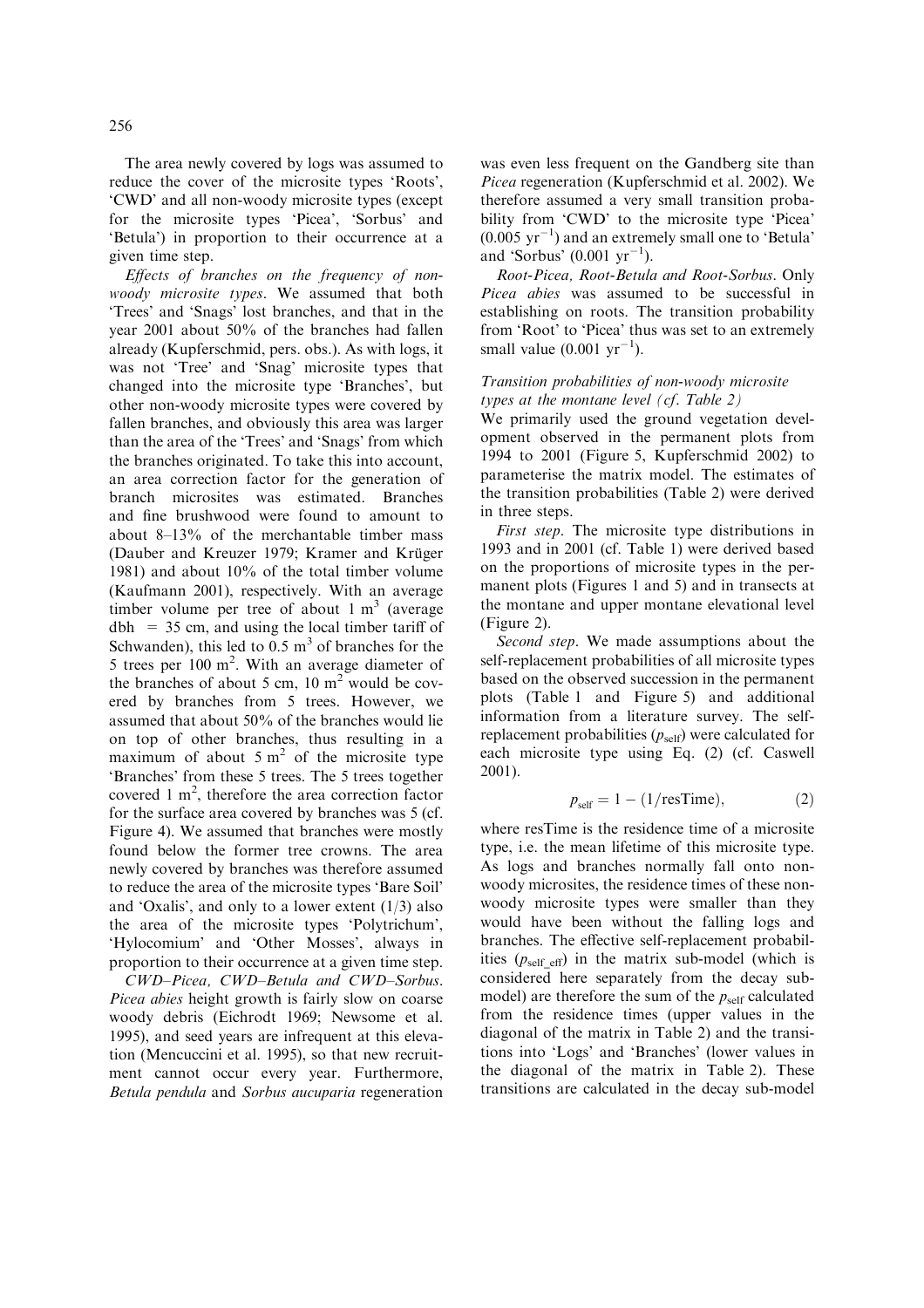The area newly covered by logs was assumed to reduce the cover of the microsite types 'Roots', 'CWD' and all non-woody microsite types (except for the microsite types 'Picea', 'Sorbus' and 'Betula') in proportion to their occurrence at a given time step.

*Effects of branches on the frequency of non-woody microsite types*. We assumed that both 'Trees' and 'Snags' lost branches, and that in the year 2001 about 50% of the branches had fallen already (Kupferschmid, pers. obs.). As with logs, it was not 'Tree' and 'Snag' microsite types that changed into the microsite type 'Branches', but other non-woody microsite types were covered by fallen branches, and obviously this area was larger than the area of the 'Trees' and 'Snags' from which the branches originated. To take this into account, an area correction factor for the generation of branch microsites was estimated. Branches and fine brushwood were found to amount to about 8–13% of the merchantable timber mass (Dauber and Kreuzer 1979; Kramer and Krüger 1981) and about 10% of the total timber volume (Kaufmann 2001), respectively. With an average timber volume per tree of about 1 $m^3$ (average dbh = 35 cm, and using the local timber tariff of Schwanden), this led to 0.5 $m^3$ of branches for the 5 trees per 100 $m^2$. With an average diameter of the branches of about 5 cm, 10 $m^2$ would be covered by branches from 5 trees. However, we assumed that about 50% of the branches would lie on top of other branches, thus resulting in a maximum of about 5 $m^2$ of the microsite type 'Branches' from these 5 trees. The 5 trees together covered 1 $m^2$, therefore the area correction factor for the surface area covered by branches was 5 (cf. Figure 4). We assumed that branches were mostly found below the former tree crowns. The area newly covered by branches was therefore assumed to reduce the area of the microsite types 'Bare Soil' and 'Oxalis', and only to a lower extent (1/3) also the area of the microsite types 'Polytrichum', 'Hylocomium' and 'Other Mosses', always in proportion to their occurrence at a given time step.

*CWD–Picea, CWD–Betula and CWD–Sorbus*. *Picea abies* height growth is fairly slow on coarse woody debris (Eichrodt 1969; Newsome et al. 1995), and seed years are infrequent at this elevation (Mencuccini et al. 1995), so that new recruitment cannot occur every year. Furthermore, *Betula pendula* and *Sorbus aucuparia* regeneration was even less frequent on the Gandberg site than *Picea* regeneration (Kupferschmid et al. 2002). We therefore assumed a very small transition probability from 'CWD' to the microsite type 'Picea' (0.005 $yr^{-1}$) and an extremely small one to 'Betula' and 'Sorbus' (0.001 $yr^{-1}$).

*Root-Picea, Root-Betula and Root-Sorbus*. Only *Picea abies* was assumed to be successful in establishing on roots. The transition probability from 'Root' to 'Picea' thus was set to an extremely small value (0.001 $yr^{-1}$).

### *Transition probabilities of non-woody microsite types at the montane level (cf. Table 2)*

We primarily used the ground vegetation development observed in the permanent plots from 1994 to 2001 (Figure 5, Kupferschmid 2002) to parameterise the matrix model. The estimates of the transition probabilities (Table 2) were derived in three steps.

*First step*. The microsite type distributions in 1993 and in 2001 (cf. Table 1) were derived based on the proportions of microsite types in the permanent plots (Figures 1 and 5) and in transects at the montane and upper montane elevational level (Figure 2).

*Second step*. We made assumptions about the self-replacement probabilities of all microsite types based on the observed succession in the permanent plots (Table 1 and Figure 5) and additional information from a literature survey. The self-replacement probabilities ($p_{self}$) were calculated for each microsite type using Eq. (2) (cf. Caswell 2001).

$$p_{self} = 1 - (1/\text{resTime}), \tag{2}$$

where resTime is the residence time of a microsite type, i.e. the mean lifetime of this microsite type. As logs and branches normally fall onto non-woody microsites, the residence times of these non-woody microsite types were smaller than they would have been without the falling logs and branches. The effective self-replacement probabilities ($p_{self\_eff}$) in the matrix sub-model (which is considered here separately from the decay sub-model) are therefore the sum of the $p_{self}$ calculated from the residence times (upper values in the diagonal of the matrix in Table 2) and the transitions into 'Logs' and 'Branches' (lower values in the diagonal of the matrix in Table 2). These transitions are calculated in the decay sub-model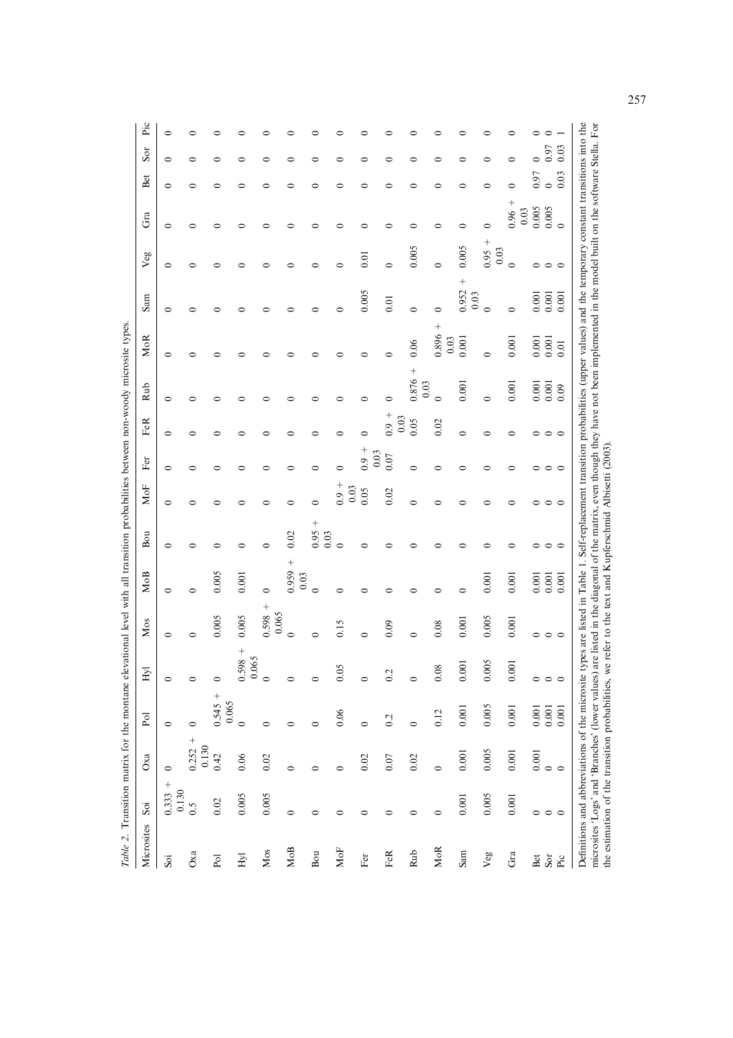*Table 2.* Transition matrix for the montane elevational level with all transition probabilities between non-woody microsite types.

| Microsites | Soi | Oxa | Pol | Hyl | Mos | MoB | Bou | MoF | Fer | FeR | Rub | MoR | Sam | Veg | Gra | Bet | Sor | Pic |
|---|---|---|---|---|---|---|---|---|---|---|---|---|---|---|---|---|---|---|
| Soi | 0.333 + 0.130 | 0 | 0 | 0 | 0 | 0 | 0 | 0 | 0 | 0 | 0 | 0 | 0 | 0 | 0 | 0 | 0 | 0 |
| Oxa | 0.5 | 0.252 + 0.130 | 0 | 0 | 0 | 0 | 0 | 0 | 0 | 0 | 0 | 0 | 0 | 0 | 0 | 0 | 0 | 0 |
| Pol | 0.02 | 0.42 | 0.545 + 0.065 | 0 | 0.005 | 0.005 | 0 | 0 | 0 | 0 | 0 | 0 | 0 | 0 | 0 | 0 | 0 | 0 |
| Hyl | 0.005 | 0.06 | 0 | 0.598 + 0.065 | 0.005 | 0.001 | 0 | 0 | 0 | 0 | 0 | 0 | 0 | 0 | 0 | 0 | 0 | 0 |
| Mos | 0.005 | 0.02 | 0 | 0 | 0.598 + 0.065 | 0 | 0 | 0 | 0 | 0 | 0 | 0 | 0 | 0 | 0 | 0 | 0 | 0 |
| MoB | 0 | 0 | 0 | 0 | 0 | 0.959 + 0.03 | 0.02 | 0 | 0 | 0 | 0 | 0 | 0 | 0 | 0 | 0 | 0 | 0 |
| Bou | 0 | 0 | 0 | 0 | 0 | 0 | 0.95 + 0.03 | 0 | 0 | 0 | 0 | 0 | 0 | 0 | 0 | 0 | 0 | 0 |
| MoF | 0 | 0 | 0.06 | 0.05 | 0.15 | 0 | 0 | 0.9 + 0.03 | 0 | 0 | 0 | 0 | 0 | 0 | 0 | 0 | 0 | 0 |
| Fer | 0 | 0.02 | 0 | 0 | 0 | 0 | 0 | 0.05 | 0.9 + 0.03 | 0 | 0 | 0 | 0.005 | 0.01 | 0 | 0 | 0 | 0 |
| FeR | 0 | 0.07 | 0.2 | 0.2 | 0.09 | 0 | 0 | 0.02 | 0.07 | 0.9 + 0.03 | 0 | 0 | 0.01 | 0 | 0 | 0 | 0 | 0 |
| Rub | 0 | 0.02 | 0 | 0 | 0 | 0 | 0 | 0 | 0 | 0.05 | 0.876 + 0.03 | 0.06 | 0 | 0.005 | 0 | 0 | 0 | 0 |
| MoR | 0 | 0 | 0.12 | 0.08 | 0.08 | 0 | 0 | 0 | 0 | 0.02 | 0 | 0.896 + 0.03 | 0 | 0 | 0 | 0 | 0 | 0 |
| Sam | 0.001 | 0.001 | 0.001 | 0.001 | 0.001 | 0 | 0 | 0 | 0 | 0 | 0.001 | 0.001 | 0.952 + 0.03 | 0.005 | 0 | 0 | 0 | 0 |
| Veg | 0.005 | 0.005 | 0.005 | 0.005 | 0.005 | 0.001 | 0 | 0 | 0 | 0 | 0 | 0 | 0 | 0.95 + 0.03 | 0 | 0 | 0 | 0 |
| Gra | 0.001 | 0.001 | 0.001 | 0.001 | 0.001 | 0.001 | 0 | 0 | 0 | 0 | 0.001 | 0.001 | 0 | 0 | 0.96 + 0.03 | 0 | 0 | 0 |
| Bet | 0 | 0.001 | 0.001 | 0 | 0 | 0.001 | 0 | 0 | 0 | 0 | 0.001 | 0.001 | 0.001 | 0 | 0.005 | 0.97 | 0 | 0 |
| Sor | 0 | 0 | 0.001 | 0 | 0 | 0.001 | 0 | 0 | 0 | 0 | 0.001 | 0.001 | 0.001 | 0 | 0.005 | 0 | 0.97 | 0 |
| Pic | 0 | 0 | 0.001 | 0 | 0 | 0.001 | 0 | 0 | 0 | 0 | 0.09 | 0.01 | 0.001 | 0 | 0 | 0.03 | 0.03 | 1 |

Definitions and abbreviations of the microsite types are listed in Table 1. Self-replacement transition probabilities (upper values) and the temporary constant transitions into the microsites 'Logs' and 'Branches' (lower values) are listed in the diagonal of the matrix, even though they have not been implemented in the model built on the software Stella. For the estimation of the transition probabilities, we refer to the text and Kupferschmid Albisetti (2003).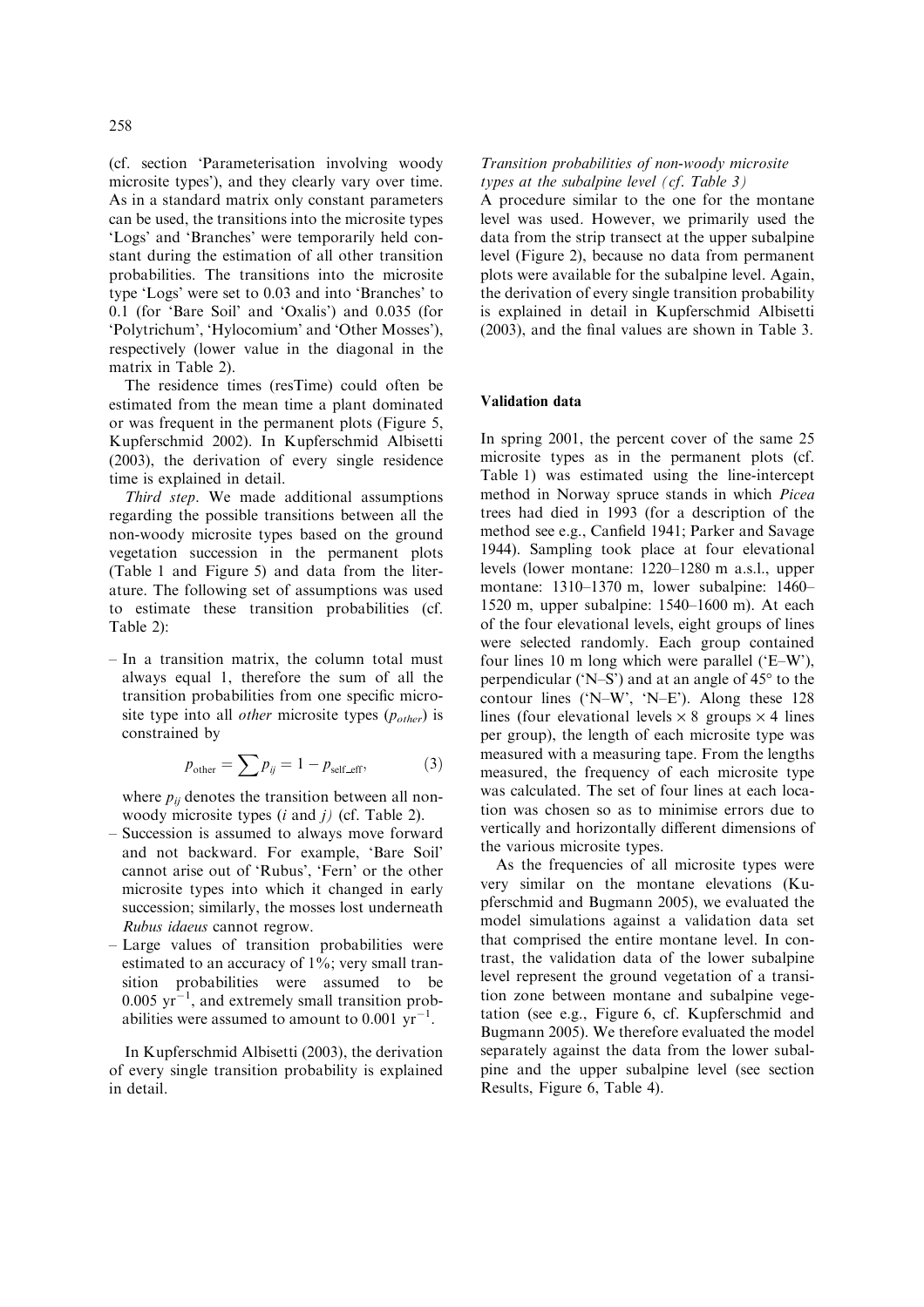(cf. section 'Parameterisation involving woody microsite types'), and they clearly vary over time. As in a standard matrix only constant parameters can be used, the transitions into the microsite types 'Logs' and 'Branches' were temporarily held constant during the estimation of all other transition probabilities. The transitions into the microsite type 'Logs' were set to 0.03 and into 'Branches' to 0.1 (for 'Bare Soil' and 'Oxalis') and 0.035 (for 'Polytrichum', 'Hylocomium' and 'Other Mosses'), respectively (lower value in the diagonal in the matrix in Table 2).

The residence times (resTime) could often be estimated from the mean time a plant dominated or was frequent in the permanent plots (Figure 5, Kupferschmid 2002). In Kupferschmid Albisetti (2003), the derivation of every single residence time is explained in detail.

*Third step*. We made additional assumptions regarding the possible transitions between all the non-woody microsite types based on the ground vegetation succession in the permanent plots (Table 1 and Figure 5) and data from the literature. The following set of assumptions was used to estimate these transition probabilities (cf. Table 2):

– In a transition matrix, the column total must always equal 1, therefore the sum of all the transition probabilities from one specific microsite type into all *other* microsite types ($p_{other}$) is constrained by

$$p_{\text{other}} = \sum p_{ij} = 1 - p_{\text{self\_eff}}, \tag{3}$$

where $p_{ij}$ denotes the transition between all non-woody microsite types ($i$ and $j$) (cf. Table 2).

– Succession is assumed to always move forward and not backward. For example, 'Bare Soil' cannot arise out of 'Rubus', 'Fern' or the other microsite types into which it changed in early succession; similarly, the mosses lost underneath *Rubus idaeus* cannot regrow.

– Large values of transition probabilities were estimated to an accuracy of 1%; very small transition probabilities were assumed to be $0.005\ \text{yr}^{-1}$, and extremely small transition probabilities were assumed to amount to $0.001\ \text{yr}^{-1}$.

In Kupferschmid Albisetti (2003), the derivation of every single transition probability is explained in detail.

*Transition probabilities of non-woody microsite types at the subalpine level (cf. Table 3)*

A procedure similar to the one for the montane level was used. However, we primarily used the data from the strip transect at the upper subalpine level (Figure 2), because no data from permanent plots were available for the subalpine level. Again, the derivation of every single transition probability is explained in detail in Kupferschmid Albisetti (2003), and the final values are shown in Table 3.

## Validation data

In spring 2001, the percent cover of the same 25 microsite types as in the permanent plots (cf. Table 1) was estimated using the line-intercept method in Norway spruce stands in which *Picea* trees had died in 1993 (for a description of the method see e.g., Canfield 1941; Parker and Savage 1944). Sampling took place at four elevational levels (lower montane: 1220–1280 m a.s.l., upper montane: 1310–1370 m, lower subalpine: 1460–1520 m, upper subalpine: 1540–1600 m). At each of the four elevational levels, eight groups of lines were selected randomly. Each group contained four lines 10 m long which were parallel ('E–W'), perpendicular ('N–S') and at an angle of 45° to the contour lines ('N–W', 'N–E'). Along these 128 lines (four elevational levels × 8 groups × 4 lines per group), the length of each microsite type was measured with a measuring tape. From the lengths measured, the frequency of each microsite type was calculated. The set of four lines at each location was chosen so as to minimise errors due to vertically and horizontally different dimensions of the various microsite types.

As the frequencies of all microsite types were very similar on the montane elevations (Kupferschmid and Bugmann 2005), we evaluated the model simulations against a validation data set that comprised the entire montane level. In contrast, the validation data of the lower subalpine level represent the ground vegetation of a transition zone between montane and subalpine vegetation (see e.g., Figure 6, cf. Kupferschmid and Bugmann 2005). We therefore evaluated the model separately against the data from the lower subalpine and the upper subalpine level (see section Results, Figure 6, Table 4).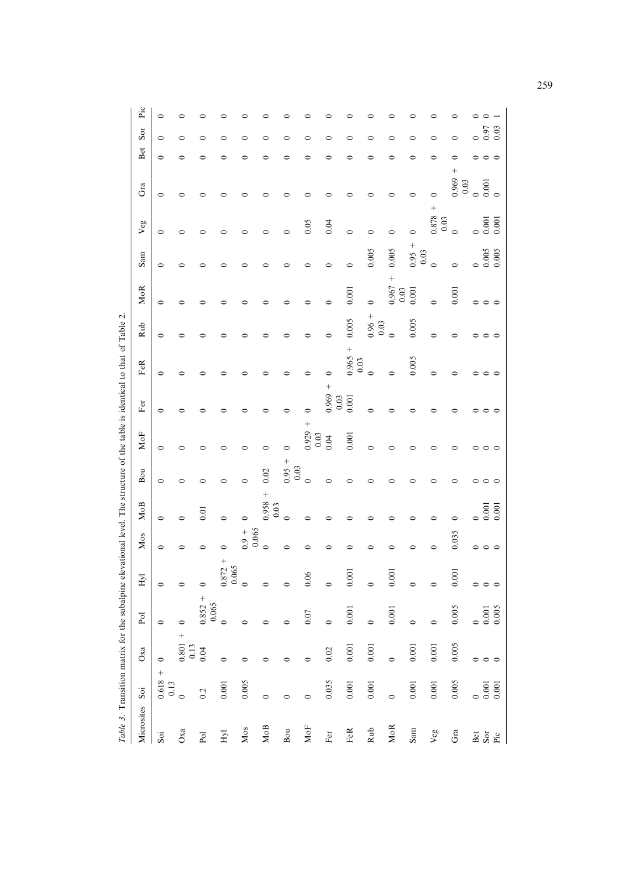*Table 3.* Transition matrix for the subalpine elevational level. The structure of the table is identical to that of Table 2.

| Microsites | Soi | Oxa | Pol | Hyl | Mos | MoB | Bou | MoF | Fer | FeR | Rub | MoR | Sam | Veg | Gra | Bet | Sor | Pic |
|---|---|---|---|---|---|---|---|---|---|---|---|---|---|---|---|---|---|---|
| Soi | 0.618 + 0.13 | 0 | 0 | 0 | 0 | 0 | 0 | 0 | 0 | 0 | 0 | 0 | 0 | 0 | 0 | 0 | 0 | 0 |
| Oxa | 0 | 0.801 + 0.13 | 0 | 0 | 0 | 0 | 0 | 0 | 0 | 0 | 0 | 0 | 0 | 0 | 0 | 0 | 0 | 0 |
| Pol | 0.2 | 0.04 | 0.852 + 0.065 | 0 | 0 | 0.01 | 0 | 0 | 0 | 0 | 0 | 0 | 0 | 0 | 0 | 0 | 0 | 0 |
| Hyl | 0.001 | 0 | 0 | 0.872 + 0.065 | 0 | 0 | 0 | 0 | 0 | 0 | 0 | 0 | 0 | 0 | 0 | 0 | 0 | 0 |
| Mos | 0.005 | 0 | 0 | 0 | 0.9 + 0.065 | 0 | 0 | 0 | 0 | 0 | 0 | 0 | 0 | 0 | 0 | 0 | 0 | 0 |
| MoB | 0 | 0 | 0 | 0 | 0 | 0.958 + 0.03 | 0.02 | 0 | 0 | 0 | 0 | 0 | 0 | 0 | 0 | 0 | 0 | 0 |
| Bou | 0 | 0 | 0 | 0 | 0 | 0 | 0.95 + 0.03 | 0 | 0 | 0 | 0 | 0 | 0 | 0 | 0 | 0 | 0 | 0 |
| MoF | 0 | 0 | 0.07 | 0.06 | 0 | 0 | 0 | 0.929 + 0.03 | 0 | 0 | 0 | 0 | 0 | 0.05 | 0 | 0 | 0 | 0 |
| Fer | 0.035 | 0.02 | 0 | 0 | 0 | 0 | 0 | 0.04 | 0.969 + 0.03 | 0 | 0 | 0 | 0 | 0.04 | 0 | 0 | 0 | 0 |
| FeR | 0.001 | 0.001 | 0.001 | 0.001 | 0 | 0 | 0 | 0.001 | 0.001 | 0.965 + 0.03 | 0.005 | 0.001 | 0 | 0 | 0 | 0 | 0 | 0 |
| Rub | 0.001 | 0.001 | 0 | 0 | 0 | 0 | 0 | 0 | 0 | 0 | 0.96 + 0.03 | 0 | 0.005 | 0 | 0 | 0 | 0 | 0 |
| MoR | 0 | 0 | 0.001 | 0.001 | 0 | 0 | 0 | 0 | 0 | 0 | 0 | 0.967 + 0.03 | 0.005 | 0 | 0 | 0 | 0 | 0 |
| Sam | 0.001 | 0.001 | 0 | 0 | 0 | 0 | 0 | 0 | 0 | 0.005 | 0.005 | 0.001 | 0.95 + 0.03 | 0 | 0 | 0 | 0 | 0 |
| Veg | 0.001 | 0.001 | 0 | 0 | 0 | 0 | 0 | 0 | 0 | 0 | 0 | 0 | 0 | 0.878 + 0.03 | 0 | 0 | 0 | 0 |
| Gra | 0.005 | 0.005 | 0.005 | 0.001 | 0.035 | 0 | 0 | 0 | 0 | 0 | 0 | 0.001 | 0 | 0 | 0.969 + 0.03 | 0 | 0 | 0 |
| Bet | 0 | 0 | 0 | 0 | 0 | 0 | 0 | 0 | 0 | 0 | 0 | 0 | 0 | 0 | 0 | 0 | 0 | 0 |
| Sor | 0.001 | 0 | 0.001 | 0 | 0 | 0.001 | 0 | 0 | 0 | 0 | 0 | 0 | 0.005 | 0.001 | 0.001 | 0 | 0.97 | 0 |
| Pic | 0.001 | 0 | 0.005 | 0 | 0 | 0.001 | 0 | 0 | 0 | 0 | 0 | 0 | 0.005 | 0.001 | 0 | 0 | 0.03 | 1 |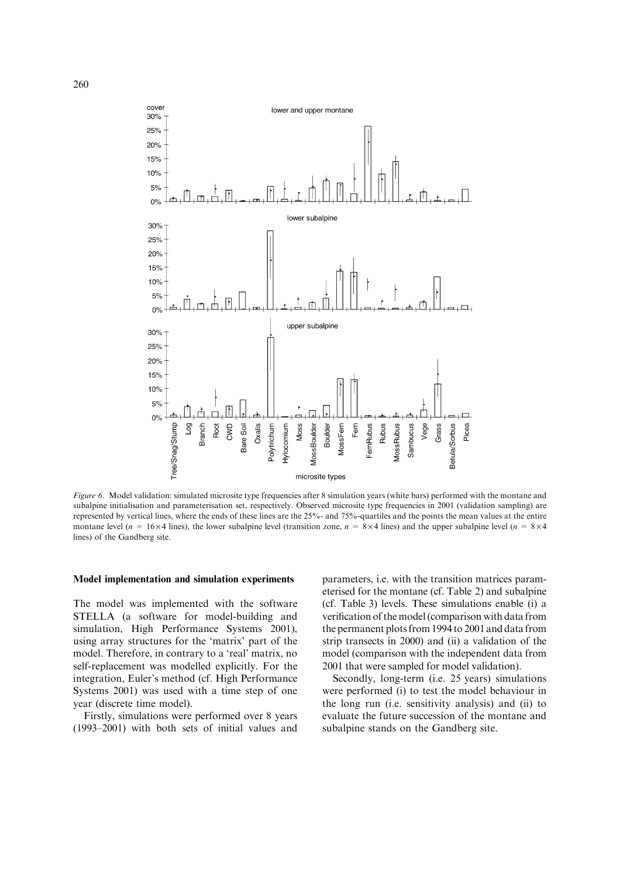*Figure 6*. Model validation: simulated microsite type frequencies after 8 simulation years (white bars) performed with the montane and subalpine initialisation and parameterisation set, respectively. Observed microsite type frequencies in 2001 (validation sampling) are represented by vertical lines, where the ends of these lines are the 25%- and 75%-quartiles and the points the mean values at the entire montane level ($n$ = 16×4 lines), the lower subalpine level (transition zone, $n$ = 8×4 lines) and the upper subalpine level ($n$ = 8×4 lines) of the Gandberg site.

### Model implementation and simulation experiments

The model was implemented with the software STELLA (a software for model-building and simulation, High Performance Systems 2001), using array structures for the 'matrix' part of the model. Therefore, in contrary to a 'real' matrix, no self-replacement was modelled explicitly. For the integration, Euler's method (cf. High Performance Systems 2001) was used with a time step of one year (discrete time model).

Firstly, simulations were performed over 8 years (1993–2001) with both sets of initial values and parameters, i.e. with the transition matrices parameterised for the montane (cf. Table 2) and subalpine (cf. Table 3) levels. These simulations enable (i) a verification of the model (comparison with data from the permanent plots from 1994 to 2001 and data from strip transects in 2000) and (ii) a validation of the model (comparison with the independent data from 2001 that were sampled for model validation).

Secondly, long-term (i.e. 25 years) simulations were performed (i) to test the model behaviour in the long run (i.e. sensitivity analysis) and (ii) to evaluate the future succession of the montane and subalpine stands on the Gandberg site.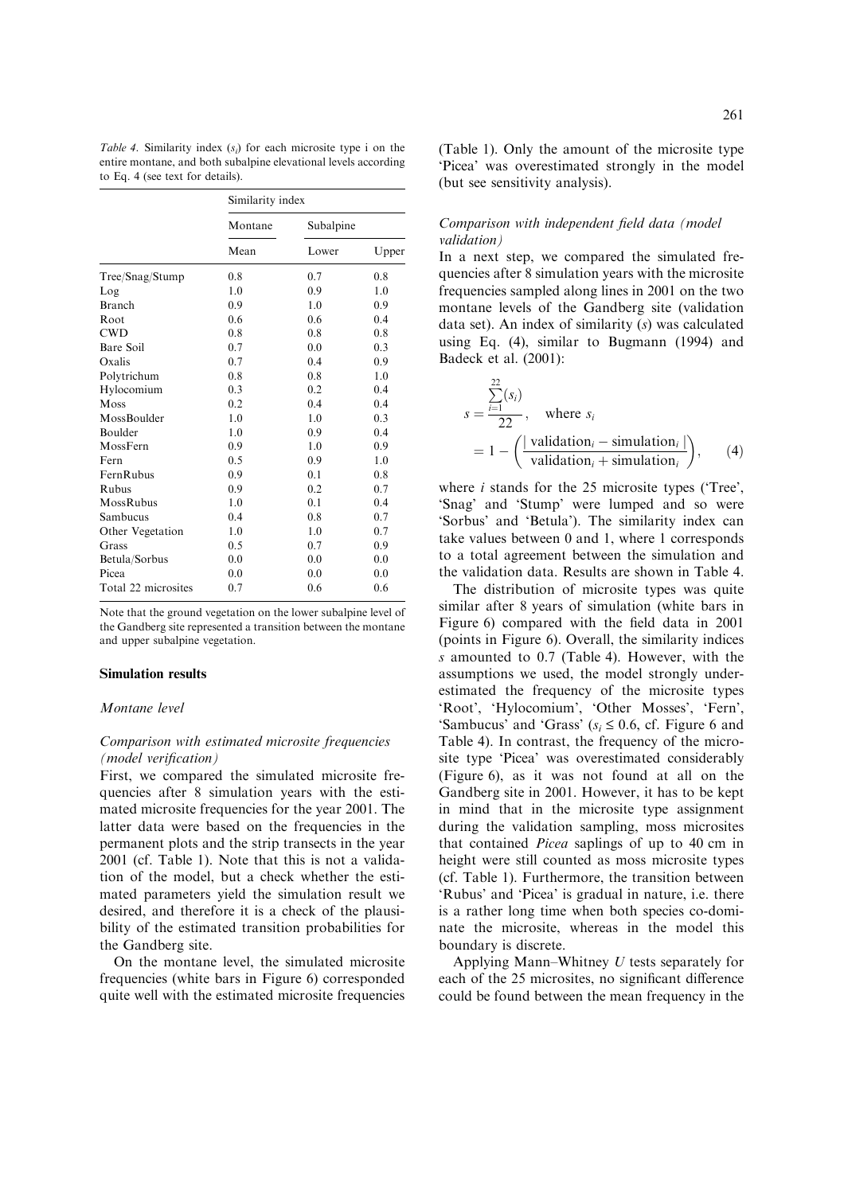*Table 4.* Similarity index ($s_i$) for each microsite type i on the entire montane, and both subalpine elevational levels according to Eq. 4 (see text for details).

| | Similarity index | | |
|---|---|---|---|
| | Montane | Subalpine | |
| | Mean | Lower | Upper |
| Tree/Snag/Stump | 0.8 | 0.7 | 0.8 |
| Log | 1.0 | 0.9 | 1.0 |
| Branch | 0.9 | 1.0 | 0.9 |
| Root | 0.6 | 0.6 | 0.4 |
| CWD | 0.8 | 0.8 | 0.8 |
| Bare Soil | 0.7 | 0.0 | 0.3 |
| Oxalis | 0.7 | 0.4 | 0.9 |
| Polytrichum | 0.8 | 0.8 | 1.0 |
| Hylocomium | 0.3 | 0.2 | 0.4 |
| Moss | 0.2 | 0.4 | 0.4 |
| MossBoulder | 1.0 | 1.0 | 0.3 |
| Boulder | 1.0 | 0.9 | 0.4 |
| MossFern | 0.9 | 1.0 | 0.9 |
| Fern | 0.5 | 0.9 | 1.0 |
| FernRubus | 0.9 | 0.1 | 0.8 |
| Rubus | 0.9 | 0.2 | 0.7 |
| MossRubus | 1.0 | 0.1 | 0.4 |
| Sambucus | 0.4 | 0.8 | 0.7 |
| Other Vegetation | 1.0 | 1.0 | 0.7 |
| Grass | 0.5 | 0.7 | 0.9 |
| Betula/Sorbus | 0.0 | 0.0 | 0.0 |
| Picea | 0.0 | 0.0 | 0.0 |
| Total 22 microsites | 0.7 | 0.6 | 0.6 |

Note that the ground vegetation on the lower subalpine level of the Gandberg site represented a transition between the montane and upper subalpine vegetation.

## Simulation results

### *Montane level*

#### *Comparison with estimated microsite frequencies (model verification)*

First, we compared the simulated microsite frequencies after 8 simulation years with the estimated microsite frequencies for the year 2001. The latter data were based on the frequencies in the permanent plots and the strip transects in the year 2001 (cf. Table 1). Note that this is not a validation of the model, but a check whether the estimated parameters yield the simulation result we desired, and therefore it is a check of the plausibility of the estimated transition probabilities for the Gandberg site.

On the montane level, the simulated microsite frequencies (white bars in Figure 6) corresponded quite well with the estimated microsite frequencies (Table 1). Only the amount of the microsite type 'Picea' was overestimated strongly in the model (but see sensitivity analysis).

#### *Comparison with independent field data (model validation)*

In a next step, we compared the simulated frequencies after 8 simulation years with the microsite frequencies sampled along lines in 2001 on the two montane levels of the Gandberg site (validation data set). An index of similarity ($s$) was calculated using Eq. (4), similar to Bugmann (1994) and Badeck et al. (2001):

$$s = \frac{\sum_{i=1}^{22}(s_i)}{22}, \quad \text{where } s_i = 1 - \left(\frac{|\text{ validation}_i - \text{simulation}_i \,|}{\text{validation}_i + \text{simulation}_i}\right), \qquad (4)$$

where $i$ stands for the 25 microsite types ('Tree', 'Snag' and 'Stump' were lumped and so were 'Sorbus' and 'Betula'). The similarity index can take values between 0 and 1, where 1 corresponds to a total agreement between the simulation and the validation data. Results are shown in Table 4.

The distribution of microsite types was quite similar after 8 years of simulation (white bars in Figure 6) compared with the field data in 2001 (points in Figure 6). Overall, the similarity indices $s$ amounted to 0.7 (Table 4). However, with the assumptions we used, the model strongly underestimated the frequency of the microsite types 'Root', 'Hylocomium', 'Other Mosses', 'Fern', 'Sambucus' and 'Grass' ($s_i \leq 0.6$, cf. Figure 6 and Table 4). In contrast, the frequency of the microsite type 'Picea' was overestimated considerably (Figure 6), as it was not found at all on the Gandberg site in 2001. However, it has to be kept in mind that in the microsite type assignment during the validation sampling, moss microsites that contained *Picea* saplings of up to 40 cm in height were still counted as moss microsite types (cf. Table 1). Furthermore, the transition between 'Rubus' and 'Picea' is gradual in nature, i.e. there is a rather long time when both species co-dominate the microsite, whereas in the model this boundary is discrete.

Applying Mann–Whitney $U$ tests separately for each of the 25 microsites, no significant difference could be found between the mean frequency in the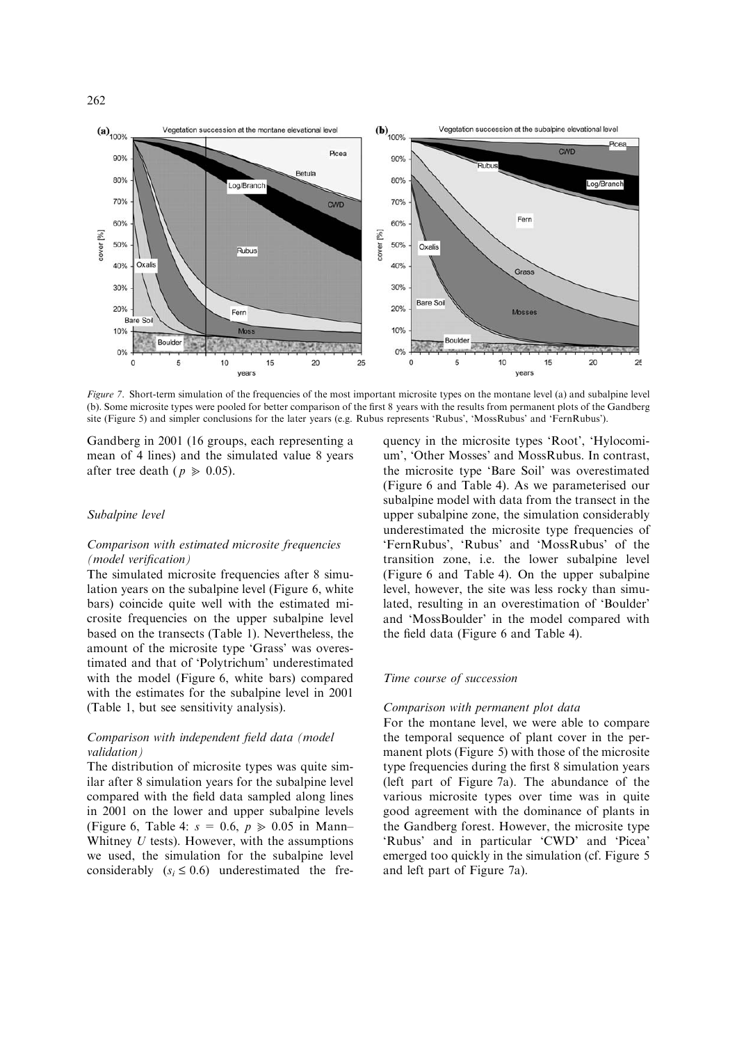Figure 7. Short-term simulation of the frequencies of the most important microsite types on the montane level (a) and subalpine level (b). Some microsite types were pooled for better comparison of the first 8 years with the results from permanent plots of the Gandberg site (Figure 5) and simpler conclusions for the later years (e.g. Rubus represents 'Rubus', 'MossRubus' and 'FernRubus').

Gandberg in 2001 (16 groups, each representing a mean of 4 lines) and the simulated value 8 years after tree death ($p \gg 0.05$).

### Subalpine level

#### *Comparison with estimated microsite frequencies (model verification)*

The simulated microsite frequencies after 8 simulation years on the subalpine level (Figure 6, white bars) coincide quite well with the estimated microsite frequencies on the upper subalpine level based on the transects (Table 1). Nevertheless, the amount of the microsite type 'Grass' was overestimated and that of 'Polytrichum' underestimated with the model (Figure 6, white bars) compared with the estimates for the subalpine level in 2001 (Table 1, but see sensitivity analysis).

#### *Comparison with independent field data (model validation)*

The distribution of microsite types was quite similar after 8 simulation years for the subalpine level compared with the field data sampled along lines in 2001 on the lower and upper subalpine levels (Figure 6, Table 4: $s = 0.6$, $p \gg 0.05$ in Mann–Whitney $U$ tests). However, with the assumptions we used, the simulation for the subalpine level considerably ($s_i \leq 0.6$) underestimated the frequency in the microsite types 'Root', 'Hylocomium', 'Other Mosses' and MossRubus. In contrast, the microsite type 'Bare Soil' was overestimated (Figure 6 and Table 4). As we parameterised our subalpine model with data from the transect in the upper subalpine zone, the simulation considerably underestimated the microsite type frequencies of 'FernRubus', 'Rubus' and 'MossRubus' of the transition zone, i.e. the lower subalpine level (Figure 6 and Table 4). On the upper subalpine level, however, the site was less rocky than simulated, resulting in an overestimation of 'Boulder' and 'MossBoulder' in the model compared with the field data (Figure 6 and Table 4).

### Time course of succession

#### *Comparison with permanent plot data*

For the montane level, we were able to compare the temporal sequence of plant cover in the permanent plots (Figure 5) with those of the microsite type frequencies during the first 8 simulation years (left part of Figure 7a). The abundance of the various microsite types over time was in quite good agreement with the dominance of plants in the Gandberg forest. However, the microsite type 'Rubus' and in particular 'CWD' and 'Picea' emerged too quickly in the simulation (cf. Figure 5 and left part of Figure 7a).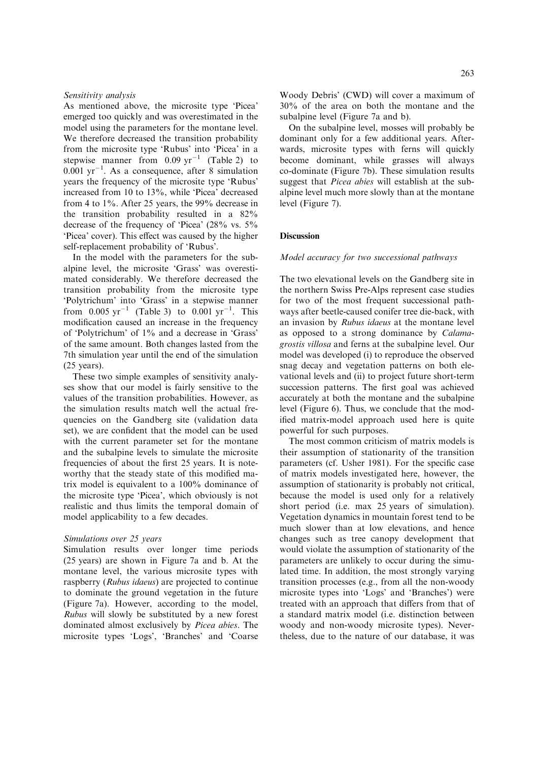*Sensitivity analysis*

As mentioned above, the microsite type 'Picea' emerged too quickly and was overestimated in the model using the parameters for the montane level. We therefore decreased the transition probability from the microsite type 'Rubus' into 'Picea' in a stepwise manner from $0.09\ yr^{-1}$ (Table 2) to $0.001\ yr^{-1}$. As a consequence, after 8 simulation years the frequency of the microsite type 'Rubus' increased from 10 to 13%, while 'Picea' decreased from 4 to 1%. After 25 years, the 99% decrease in the transition probability resulted in a 82% decrease of the frequency of 'Picea' (28% vs. 5% 'Picea' cover). This effect was caused by the higher self-replacement probability of 'Rubus'.

In the model with the parameters for the subalpine level, the microsite 'Grass' was overestimated considerably. We therefore decreased the transition probability from the microsite type 'Polytrichum' into 'Grass' in a stepwise manner from $0.005\ yr^{-1}$ (Table 3) to $0.001\ yr^{-1}$. This modification caused an increase in the frequency of 'Polytrichum' of 1% and a decrease in 'Grass' of the same amount. Both changes lasted from the 7th simulation year until the end of the simulation (25 years).

These two simple examples of sensitivity analyses show that our model is fairly sensitive to the values of the transition probabilities. However, as the simulation results match well the actual frequencies on the Gandberg site (validation data set), we are confident that the model can be used with the current parameter set for the montane and the subalpine levels to simulate the microsite frequencies of about the first 25 years. It is noteworthy that the steady state of this modified matrix model is equivalent to a 100% dominance of the microsite type 'Picea', which obviously is not realistic and thus limits the temporal domain of model applicability to a few decades.

*Simulations over 25 years*

Simulation results over longer time periods (25 years) are shown in Figure 7a and b. At the montane level, the various microsite types with raspberry (*Rubus idaeus*) are projected to continue to dominate the ground vegetation in the future (Figure 7a). However, according to the model, *Rubus* will slowly be substituted by a new forest dominated almost exclusively by *Picea abies*. The microsite types 'Logs', 'Branches' and 'Coarse Woody Debris' (CWD) will cover a maximum of 30% of the area on both the montane and the subalpine level (Figure 7a and b).

On the subalpine level, mosses will probably be dominant only for a few additional years. Afterwards, microsite types with ferns will quickly become dominant, while grasses will always co-dominate (Figure 7b). These simulation results suggest that *Picea abies* will establish at the subalpine level much more slowly than at the montane level (Figure 7).

## Discussion

*Model accuracy for two successional pathways*

The two elevational levels on the Gandberg site in the northern Swiss Pre-Alps represent case studies for two of the most frequent successional pathways after beetle-caused conifer tree die-back, with an invasion by *Rubus idaeus* at the montane level as opposed to a strong dominance by *Calamagrostis villosa* and ferns at the subalpine level. Our model was developed (i) to reproduce the observed snag decay and vegetation patterns on both elevational levels and (ii) to project future short-term succession patterns. The first goal was achieved accurately at both the montane and the subalpine level (Figure 6). Thus, we conclude that the modified matrix-model approach used here is quite powerful for such purposes.

The most common criticism of matrix models is their assumption of stationarity of the transition parameters (cf. Usher 1981). For the specific case of matrix models investigated here, however, the assumption of stationarity is probably not critical, because the model is used only for a relatively short period (i.e. max 25 years of simulation). Vegetation dynamics in mountain forest tend to be much slower than at low elevations, and hence changes such as tree canopy development that would violate the assumption of stationarity of the parameters are unlikely to occur during the simulated time. In addition, the most strongly varying transition processes (e.g., from all the non-woody microsite types into 'Logs' and 'Branches') were treated with an approach that differs from that of a standard matrix model (i.e. distinction between woody and non-woody microsite types). Nevertheless, due to the nature of our database, it was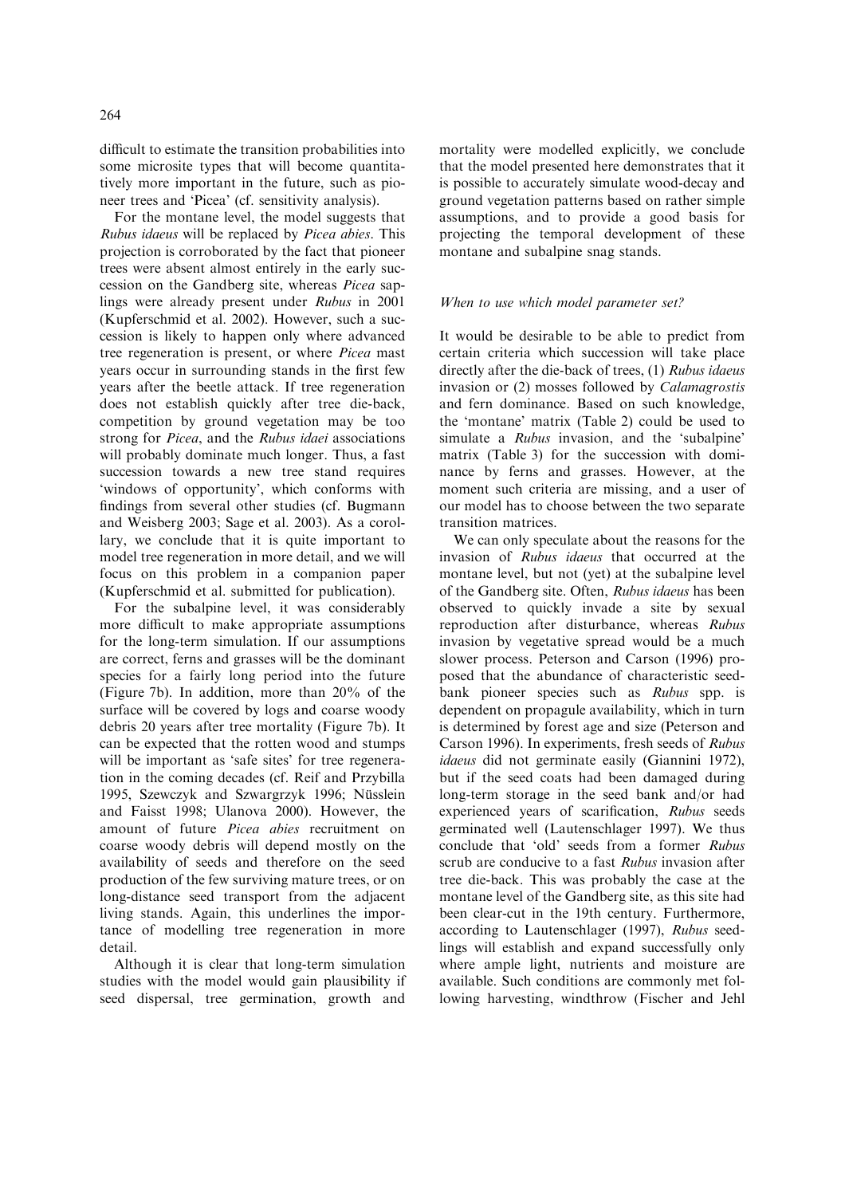difficult to estimate the transition probabilities into some microsite types that will become quantitatively more important in the future, such as pioneer trees and 'Picea' (cf. sensitivity analysis).

For the montane level, the model suggests that *Rubus idaeus* will be replaced by *Picea abies*. This projection is corroborated by the fact that pioneer trees were absent almost entirely in the early succession on the Gandberg site, whereas *Picea* saplings were already present under *Rubus* in 2001 (Kupferschmid et al. 2002). However, such a succession is likely to happen only where advanced tree regeneration is present, or where *Picea* mast years occur in surrounding stands in the first few years after the beetle attack. If tree regeneration does not establish quickly after tree die-back, competition by ground vegetation may be too strong for *Picea*, and the *Rubus idaei* associations will probably dominate much longer. Thus, a fast succession towards a new tree stand requires 'windows of opportunity', which conforms with findings from several other studies (cf. Bugmann and Weisberg 2003; Sage et al. 2003). As a corollary, we conclude that it is quite important to model tree regeneration in more detail, and we will focus on this problem in a companion paper (Kupferschmid et al. submitted for publication).

For the subalpine level, it was considerably more difficult to make appropriate assumptions for the long-term simulation. If our assumptions are correct, ferns and grasses will be the dominant species for a fairly long period into the future (Figure 7b). In addition, more than 20% of the surface will be covered by logs and coarse woody debris 20 years after tree mortality (Figure 7b). It can be expected that the rotten wood and stumps will be important as 'safe sites' for tree regeneration in the coming decades (cf. Reif and Przybilla 1995, Szewczyk and Szwargrzyk 1996; Nüsslein and Faisst 1998; Ulanova 2000). However, the amount of future *Picea abies* recruitment on coarse woody debris will depend mostly on the availability of seeds and therefore on the seed production of the few surviving mature trees, or on long-distance seed transport from the adjacent living stands. Again, this underlines the importance of modelling tree regeneration in more detail.

Although it is clear that long-term simulation studies with the model would gain plausibility if seed dispersal, tree germination, growth and mortality were modelled explicitly, we conclude that the model presented here demonstrates that it is possible to accurately simulate wood-decay and ground vegetation patterns based on rather simple assumptions, and to provide a good basis for projecting the temporal development of these montane and subalpine snag stands.

### *When to use which model parameter set?*

It would be desirable to be able to predict from certain criteria which succession will take place directly after the die-back of trees, (1) *Rubus idaeus* invasion or (2) mosses followed by *Calamagrostis* and fern dominance. Based on such knowledge, the 'montane' matrix (Table 2) could be used to simulate a *Rubus* invasion, and the 'subalpine' matrix (Table 3) for the succession with dominance by ferns and grasses. However, at the moment such criteria are missing, and a user of our model has to choose between the two separate transition matrices.

We can only speculate about the reasons for the invasion of *Rubus idaeus* that occurred at the montane level, but not (yet) at the subalpine level of the Gandberg site. Often, *Rubus idaeus* has been observed to quickly invade a site by sexual reproduction after disturbance, whereas *Rubus* invasion by vegetative spread would be a much slower process. Peterson and Carson (1996) proposed that the abundance of characteristic seed-bank pioneer species such as *Rubus* spp. is dependent on propagule availability, which in turn is determined by forest age and size (Peterson and Carson 1996). In experiments, fresh seeds of *Rubus idaeus* did not germinate easily (Giannini 1972), but if the seed coats had been damaged during long-term storage in the seed bank and/or had experienced years of scarification, *Rubus* seeds germinated well (Lautenschlager 1997). We thus conclude that 'old' seeds from a former *Rubus* scrub are conducive to a fast *Rubus* invasion after tree die-back. This was probably the case at the montane level of the Gandberg site, as this site had been clear-cut in the 19th century. Furthermore, according to Lautenschlager (1997), *Rubus* seedlings will establish and expand successfully only where ample light, nutrients and moisture are available. Such conditions are commonly met following harvesting, windthrow (Fischer and Jehl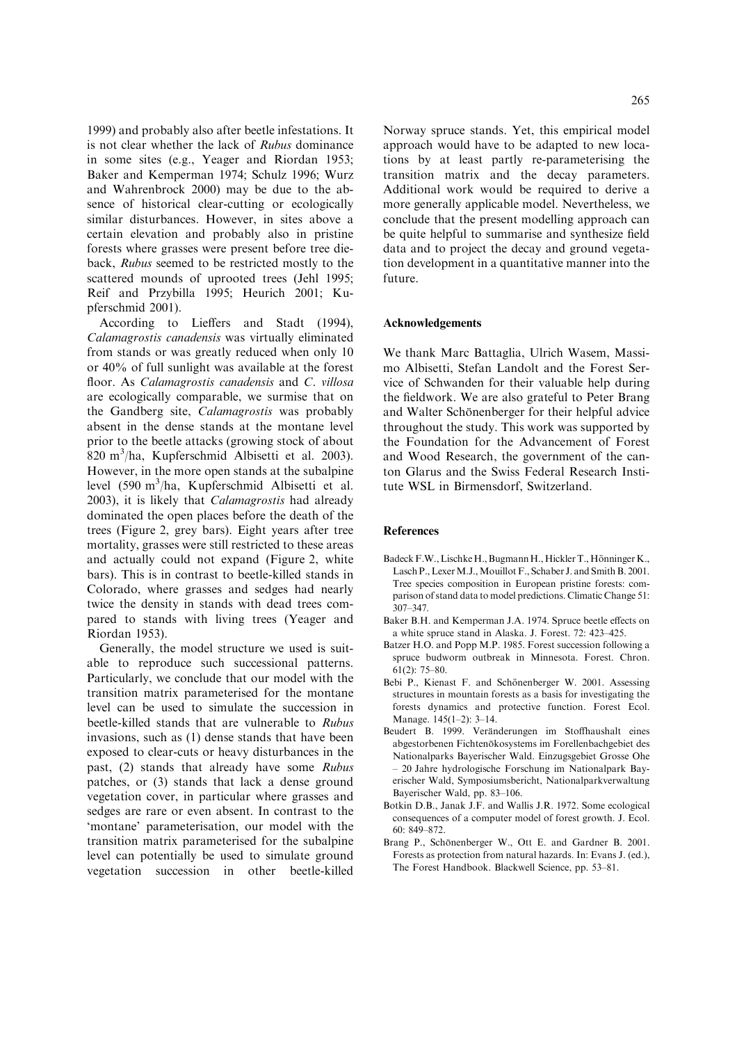1999) and probably also after beetle infestations. It is not clear whether the lack of *Rubus* dominance in some sites (e.g., Yeager and Riordan 1953; Baker and Kemperman 1974; Schulz 1996; Wurz and Wahrenbrock 2000) may be due to the absence of historical clear-cutting or ecologically similar disturbances. However, in sites above a certain elevation and probably also in pristine forests where grasses were present before tree dieback, *Rubus* seemed to be restricted mostly to the scattered mounds of uprooted trees (Jehl 1995; Reif and Przybilla 1995; Heurich 2001; Kupferschmid 2001).

According to Lieffers and Stadt (1994), *Calamagrostis canadensis* was virtually eliminated from stands or was greatly reduced when only 10 or 40% of full sunlight was available at the forest floor. As *Calamagrostis canadensis* and *C. villosa* are ecologically comparable, we surmise that on the Gandberg site, *Calamagrostis* was probably absent in the dense stands at the montane level prior to the beetle attacks (growing stock of about 820 $m^3$/ha, Kupferschmid Albisetti et al. 2003). However, in the more open stands at the subalpine level (590 $m^3$/ha, Kupferschmid Albisetti et al. 2003), it is likely that *Calamagrostis* had already dominated the open places before the death of the trees (Figure 2, grey bars). Eight years after tree mortality, grasses were still restricted to these areas and actually could not expand (Figure 2, white bars). This is in contrast to beetle-killed stands in Colorado, where grasses and sedges had nearly twice the density in stands with dead trees compared to stands with living trees (Yeager and Riordan 1953).

Generally, the model structure we used is suitable to reproduce such successional patterns. Particularly, we conclude that our model with the transition matrix parameterised for the montane level can be used to simulate the succession in beetle-killed stands that are vulnerable to *Rubus* invasions, such as (1) dense stands that have been exposed to clear-cuts or heavy disturbances in the past, (2) stands that already have some *Rubus* patches, or (3) stands that lack a dense ground vegetation cover, in particular where grasses and sedges are rare or even absent. In contrast to the 'montane' parameterisation, our model with the transition matrix parameterised for the subalpine level can potentially be used to simulate ground vegetation succession in other beetle-killed Norway spruce stands. Yet, this empirical model approach would have to be adapted to new locations by at least partly re-parameterising the transition matrix and the decay parameters. Additional work would be required to derive a more generally applicable model. Nevertheless, we conclude that the present modelling approach can be quite helpful to summarise and synthesize field data and to project the decay and ground vegetation development in a quantitative manner into the future.

## Acknowledgements

We thank Marc Battaglia, Ulrich Wasem, Massimo Albisetti, Stefan Landolt and the Forest Service of Schwanden for their valuable help during the fieldwork. We are also grateful to Peter Brang and Walter Schönenberger for their helpful advice throughout the study. This work was supported by the Foundation for the Advancement of Forest and Wood Research, the government of the canton Glarus and the Swiss Federal Research Institute WSL in Birmensdorf, Switzerland.

## References

- Badeck F.W., Lischke H., Bugmann H., Hickler T., Hönninger K., Lasch P., Lexer M.J., Mouillot F., Schaber J. and Smith B. 2001. Tree species composition in European pristine forests: comparison of stand data to model predictions. Climatic Change 51: 307–347.
- Baker B.H. and Kemperman J.A. 1974. Spruce beetle effects on a white spruce stand in Alaska. J. Forest. 72: 423–425.
- Batzer H.O. and Popp M.P. 1985. Forest succession following a spruce budworm outbreak in Minnesota. Forest. Chron. 61(2): 75–80.
- Bebi P., Kienast F. and Schönenberger W. 2001. Assessing structures in mountain forests as a basis for investigating the forests dynamics and protective function. Forest Ecol. Manage. 145(1–2): 3–14.
- Beudert B. 1999. Veränderungen im Stoffhaushalt eines abgestorbenen Fichtenökosystems im Forellenbachgebiet des Nationalparks Bayerischer Wald. Einzugsgebiet Grosse Ohe – 20 Jahre hydrologische Forschung im Nationalpark Bayerischer Wald, Symposiumsbericht, Nationalparkverwaltung Bayerischer Wald, pp. 83–106.
- Botkin D.B., Janak J.F. and Wallis J.R. 1972. Some ecological consequences of a computer model of forest growth. J. Ecol. 60: 849–872.
- Brang P., Schönenberger W., Ott E. and Gardner B. 2001. Forests as protection from natural hazards. In: Evans J. (ed.), The Forest Handbook. Blackwell Science, pp. 53–81.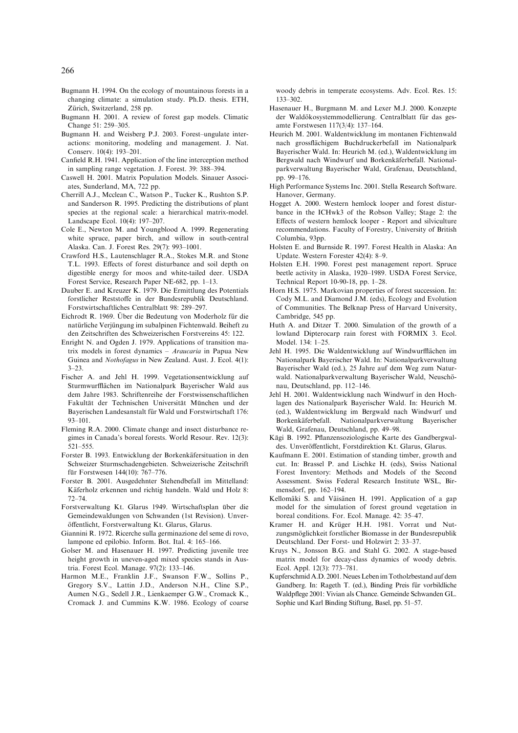Bugmann H. 1994. On the ecology of mountainous forests in a changing climate: a simulation study. Ph.D. thesis. ETH, Zürich, Switzerland, 258 pp.

Bugmann H. 2001. A review of forest gap models. Climatic Change 51: 259–305.

Bugmann H. and Weisberg P.J. 2003. Forest–ungulate interactions: monitoring, modeling and management. J. Nat. Conserv. 10(4): 193–201.

Canfield R.H. 1941. Application of the line interception method in sampling range vegetation. J. Forest. 39: 388–394.

Caswell H. 2001. Matrix Population Models. Sinauer Associates, Sunderland, MA, 722 pp.

Cherrill A.J., Mcclean C., Watson P., Tucker K., Rushton S.P. and Sanderson R. 1995. Predicting the distributions of plant species at the regional scale: a hierarchical matrix-model. Landscape Ecol. 10(4): 197–207.

Cole E., Newton M. and Youngblood A. 1999. Regenerating white spruce, paper birch, and willow in south-central Alaska. Can. J. Forest Res. 29(7): 993–1001.

Crawford H.S., Lautenschlager R.A., Stokes M.R. and Stone T.L. 1993. Effects of forest disturbance and soil depth on digestible energy for moos and white-tailed deer. USDA Forest Service, Research Paper NE-682, pp. 1–13.

Dauber E. and Kreuzer K. 1979. Die Ermittlung des Potentials forstlicher Reststoffe in der Bundesrepublik Deutschland. Forstwirtschaftliches Centralblatt 98: 289–297.

Eichrodt R. 1969. Über die Bedeutung von Moderholz für die natürliche Verjüngung im subalpinen Fichtenwald. Beiheft zu den Zeitschriften des Schweizerischen Forstvereins 45: 122.

Enright N. and Ogden J. 1979. Applications of transition matrix models in forest dynamics – *Araucaria* in Papua New Guinea and *Nothofagus* in New Zealand. Aust. J. Ecol. 4(1): 3–23.

Fischer A. and Jehl H. 1999. Vegetationsentwicklung auf Sturmwurfflächen im Nationalpark Bayerischer Wald aus dem Jahre 1983. Schriftenreihe der Forstwissenschaftlichen Fakultät der Technischen Universität München und der Bayerischen Landesanstalt für Wald und Forstwirtschaft 176: 93–101.

Fleming R.A. 2000. Climate change and insect disturbance regimes in Canada's boreal forests. World Resour. Rev. 12(3): 521–555.

Forster B. 1993. Entwicklung der Borkenkäfersituation in den Schweizer Sturmschadengebieten. Schweizerische Zeitschrift für Forstwesen 144(10): 767–776.

Forster B. 2001. Ausgedehnter Stehendbefall im Mittelland: Käferholz erkennen und richtig handeln. Wald und Holz 8: 72–74.

Forstverwaltung Kt. Glarus 1949. Wirtschaftsplan über die Gemeindewaldungen von Schwanden (1st Revision). Unveröffentlicht, Forstverwaltung Kt. Glarus, Glarus.

Giannini R. 1972. Ricerche sulla germinazione del seme di rovo, lampone ed epilobio. Inform. Bot. Ital. 4: 165–166.

Golser M. and Hasenauer H. 1997. Predicting juvenile tree height growth in uneven-aged mixed species stands in Austria. Forest Ecol. Manage. 97(2): 133–146.

Harmon M.E., Franklin J.F., Swanson F.W., Sollins P., Gregory S.V., Lattin J.D., Anderson N.H., Cline S.P., Aumen N.G., Sedell J.R., Lienkaemper G.W., Cromack K., Cromack J. and Cummins K.W. 1986. Ecology of coarse woody debris in temperate ecosystems. Adv. Ecol. Res. 15: 133–302.

Hasenauer H., Burgmann M. and Lexer M.J. 2000. Konzepte der Waldökosystemmodellierung. Centralblatt für das gesamte Forstwesen 117(3/4): 137–164.

Heurich M. 2001. Waldentwicklung im montanen Fichtenwald nach grossflächigem Buchdruckerbefall im Nationalpark Bayerischer Wald. In: Heurich M. (ed.), Waldentwicklung im Bergwald nach Windwurf und Borkenkäferbefall. Nationalparkverwaltung Bayerischer Wald, Grafenau, Deutschland, pp. 99–176.

High Performance Systems Inc. 2001. Stella Research Software. Hanover, Germany.

Hogget A. 2000. Western hemlock looper and forest disturbance in the ICHwk3 of the Robson Valley; Stage 2: the Effects of western hemlock looper - Report and silviculture recommendations. Faculty of Forestry, University of British Columbia, 93pp.

Holsten E. and Burnside R. 1997. Forest Health in Alaska: An Update. Western Forester 42(4): 8–9.

Holsten E.H. 1990. Forest pest management report. Spruce beetle activity in Alaska, 1920–1989. USDA Forest Service, Technical Report 10-90-18, pp. 1–28.

Horn H.S. 1975. Markovian properties of forest succession. In: Cody M.L. and Diamond J.M. (eds), Ecology and Evolution of Communities. The Belknap Press of Harvard University, Cambridge, 545 pp.

Huth A. and Ditzer T. 2000. Simulation of the growth of a lowland Dipterocarp rain forest with FORMIX 3. Ecol. Model. 134: 1–25.

Jehl H. 1995. Die Waldentwicklung auf Windwurfflächen im Nationalpark Bayerischer Wald. In: Nationalparkverwaltung Bayerischer Wald (ed.), 25 Jahre auf dem Weg zum Naturwald. Nationalparkverwaltung Bayerischer Wald, Neuschönau, Deutschland, pp. 112–146.

Jehl H. 2001. Waldentwicklung nach Windwurf in den Hochlagen des Nationalpark Bayerischer Wald. In: Heurich M. (ed.), Waldentwicklung im Bergwald nach Windwurf und Borkenkäferbefall. Nationalparkverwaltung Bayerischer Wald, Grafenau, Deutschland, pp. 49–98.

Kägi B. 1992. Pflanzensoziologische Karte des Gandbergwaldes. Unveröffentlicht, Forstdirektion Kt. Glarus, Glarus.

Kaufmann E. 2001. Estimation of standing timber, growth and cut. In: Brassel P. and Lischke H. (eds), Swiss National Forest Inventory: Methods and Models of the Second Assessment. Swiss Federal Research Institute WSL, Birmensdorf, pp. 162–194.

Kellomäki S. and Väisänen H. 1991. Application of a gap model for the simulation of forest ground vegetation in boreal conditions. For. Ecol. Manage. 42: 35–47.

Kramer H. and Krüger H.H. 1981. Vorrat und Nutzungsmöglichkeit forstlicher Biomasse in der Bundesrepublik Deutschland. Der Forst- und Holzwirt 2: 33–37.

Kruys N., Jonsson B.G. and Stahl G. 2002. A stage-based matrix model for decay-class dynamics of woody debris. Ecol. Appl. 12(3): 773–781.

Kupferschmid A.D. 2001. Neues Leben im Totholzbestand auf dem Gandberg. In: Rageth T. (ed.), Binding Preis für vorbildliche Waldpflege 2001: Vivian als Chance. Gemeinde Schwanden GL. Sophie und Karl Binding Stiftung, Basel, pp. 51–57.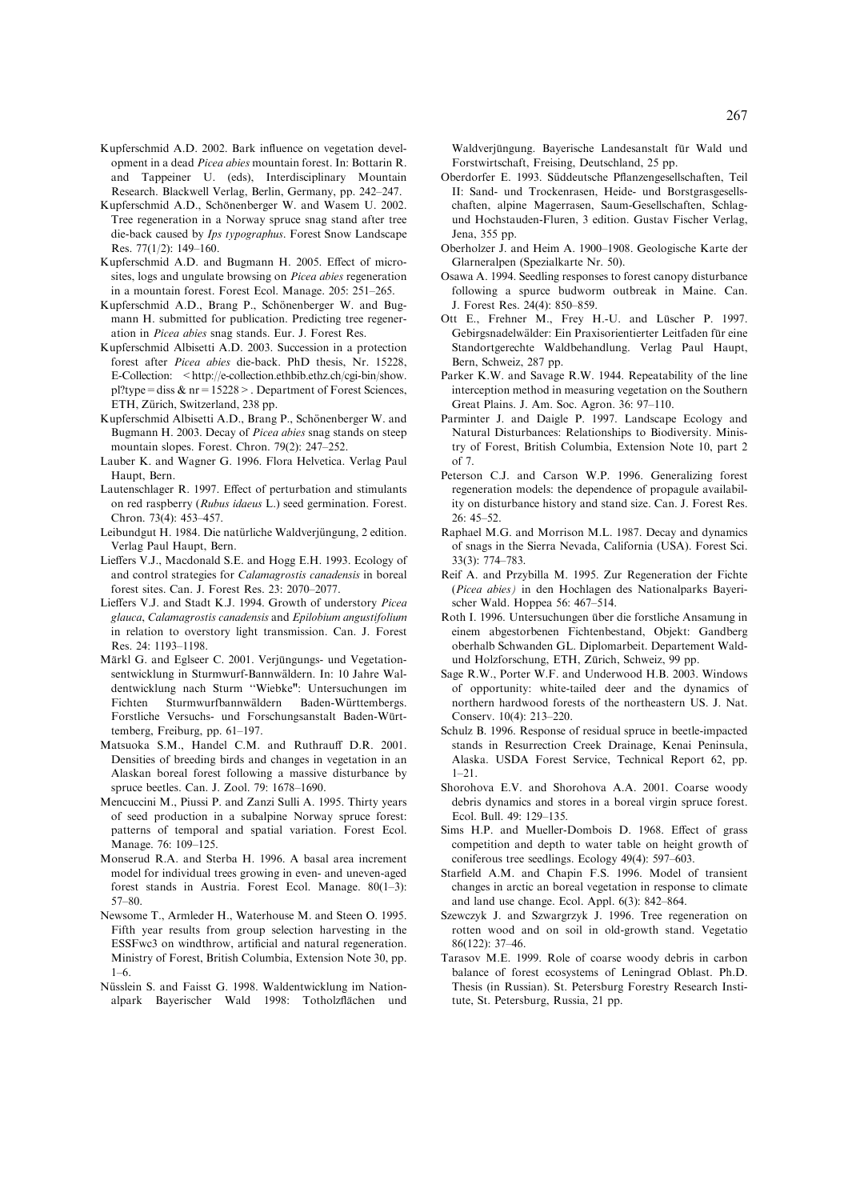Kupferschmid A.D. 2002. Bark influence on vegetation development in a dead *Picea abies* mountain forest. In: Bottarin R. and Tappeiner U. (eds), Interdisciplinary Mountain Research. Blackwell Verlag, Berlin, Germany, pp. 242–247.

Kupferschmid A.D., Schönenberger W. and Wasem U. 2002. Tree regeneration in a Norway spruce snag stand after tree die-back caused by *Ips typographus*. Forest Snow Landscape Res. 77(1/2): 149–160.

Kupferschmid A.D. and Bugmann H. 2005. Effect of microsites, logs and ungulate browsing on *Picea abies* regeneration in a mountain forest. Forest Ecol. Manage. 205: 251–265.

Kupferschmid A.D., Brang P., Schönenberger W. and Bugmann H. submitted for publication. Predicting tree regeneration in *Picea abies* snag stands. Eur. J. Forest Res.

Kupferschmid Albisetti A.D. 2003. Succession in a protection forest after *Picea abies* die-back. PhD thesis, Nr. 15228, E-Collection: <http://e-collection.ethbib.ethz.ch/cgi-bin/show.pl?type = diss & nr = 15228>. Department of Forest Sciences, ETH, Zürich, Switzerland, 238 pp.

Kupferschmid Albisetti A.D., Brang P., Schönenberger W. and Bugmann H. 2003. Decay of *Picea abies* snag stands on steep mountain slopes. Forest. Chron. 79(2): 247–252.

Lauber K. and Wagner G. 1996. Flora Helvetica. Verlag Paul Haupt, Bern.

Lautenschlager R. 1997. Effect of perturbation and stimulants on red raspberry (*Rubus idaeus* L.) seed germination. Forest. Chron. 73(4): 453–457.

Leibundgut H. 1984. Die natürliche Waldverjüngung, 2 edition. Verlag Paul Haupt, Bern.

Lieffers V.J., Macdonald S.E. and Hogg E.H. 1993. Ecology of and control strategies for *Calamagrostis canadensis* in boreal forest sites. Can. J. Forest Res. 23: 2070–2077.

Lieffers V.J. and Stadt K.J. 1994. Growth of understory *Picea glauca*, *Calamagrostis canadensis* and *Epilobium angustifolium* in relation to overstory light transmission. Can. J. Forest Res. 24: 1193–1198.

Märkl G. and Eglseer C. 2001. Verjüngungs- und Vegetationsentwicklung in Sturmwurf-Bannwäldern. In: 10 Jahre Waldentwicklung nach Sturm "Wiebke": Untersuchungen im Fichten Sturmwurfbannwäldern Baden-Württembergs. Forstliche Versuchs- und Forschungsanstalt Baden-Württemberg, Freiburg, pp. 61–197.

Matsuoka S.M., Handel C.M. and Ruthrauff D.R. 2001. Densities of breeding birds and changes in vegetation in an Alaskan boreal forest following a massive disturbance by spruce beetles. Can. J. Zool. 79: 1678–1690.

Mencuccini M., Piussi P. and Zanzi Sulli A. 1995. Thirty years of seed production in a subalpine Norway spruce forest: patterns of temporal and spatial variation. Forest Ecol. Manage. 76: 109–125.

Monserud R.A. and Sterba H. 1996. A basal area increment model for individual trees growing in even- and uneven-aged forest stands in Austria. Forest Ecol. Manage. 80(1–3): 57–80.

Newsome T., Armleder H., Waterhouse M. and Steen O. 1995. Fifth year results from group selection harvesting in the ESSFwc3 on windthrow, artificial and natural regeneration. Ministry of Forest, British Columbia, Extension Note 30, pp. 1–6.

Nüsslein S. and Faisst G. 1998. Waldentwicklung im Nationalpark Bayerischer Wald 1998: Totholzflächen und Waldverjüngung. Bayerische Landesanstalt für Wald und Forstwirtschaft, Freising, Deutschland, 25 pp.

Oberdorfer E. 1993. Süddeutsche Pflanzengesellschaften, Teil II: Sand- und Trockenrasen, Heide- und Borstgrasgesellschaften, alpine Magerrasen, Saum-Gesellschaften, Schlag- und Hochstauden-Fluren, 3 edition. Gustav Fischer Verlag, Jena, 355 pp.

Oberholzer J. and Heim A. 1900–1908. Geologische Karte der Glarneralpen (Spezialkarte Nr. 50).

Osawa A. 1994. Seedling responses to forest canopy disturbance following a spurce budworm outbreak in Maine. Can. J. Forest Res. 24(4): 850–859.

Ott E., Frehner M., Frey H.-U. and Lüscher P. 1997. Gebirgsnadelwälder: Ein Praxisorientierter Leitfaden für eine Standortgerechte Waldbehandlung. Verlag Paul Haupt, Bern, Schweiz, 287 pp.

Parker K.W. and Savage R.W. 1944. Repeatability of the line interception method in measuring vegetation on the Southern Great Plains. J. Am. Soc. Agron. 36: 97–110.

Parminter J. and Daigle P. 1997. Landscape Ecology and Natural Disturbances: Relationships to Biodiversity. Ministry of Forest, British Columbia, Extension Note 10, part 2 of 7.

Peterson C.J. and Carson W.P. 1996. Generalizing forest regeneration models: the dependence of propagule availability on disturbance history and stand size. Can. J. Forest Res. 26: 45–52.

Raphael M.G. and Morrison M.L. 1987. Decay and dynamics of snags in the Sierra Nevada, California (USA). Forest Sci. 33(3): 774–783.

Reif A. and Przybilla M. 1995. Zur Regeneration der Fichte (*Picea abies*) in den Hochlagen des Nationalparks Bayerischer Wald. Hoppea 56: 467–514.

Roth I. 1996. Untersuchungen über die forstliche Ansamung in einem abgestorbenen Fichtenbestand, Objekt: Gandberg oberhalb Schwanden GL. Diplomarbeit. Departement Wald- und Holzforschung, ETH, Zürich, Schweiz, 99 pp.

Sage R.W., Porter W.F. and Underwood H.B. 2003. Windows of opportunity: white-tailed deer and the dynamics of northern hardwood forests of the northeastern US. J. Nat. Conserv. 10(4): 213–220.

Schulz B. 1996. Response of residual spruce in beetle-impacted stands in Resurrection Creek Drainage, Kenai Peninsula, Alaska. USDA Forest Service, Technical Report 62, pp. 1–21.

Shorohova E.V. and Shorohova A.A. 2001. Coarse woody debris dynamics and stores in a boreal virgin spruce forest. Ecol. Bull. 49: 129–135.

Sims H.P. and Mueller-Dombois D. 1968. Effect of grass competition and depth to water table on height growth of coniferous tree seedlings. Ecology 49(4): 597–603.

Starfield A.M. and Chapin F.S. 1996. Model of transient changes in arctic an boreal vegetation in response to climate and land use change. Ecol. Appl. 6(3): 842–864.

Szewczyk J. and Szwargrzyk J. 1996. Tree regeneration on rotten wood and on soil in old-growth stand. Vegetatio 86(122): 37–46.

Tarasov M.E. 1999. Role of coarse woody debris in carbon balance of forest ecosystems of Leningrad Oblast. Ph.D. Thesis (in Russian). St. Petersburg Forestry Research Institute, St. Petersburg, Russia, 21 pp.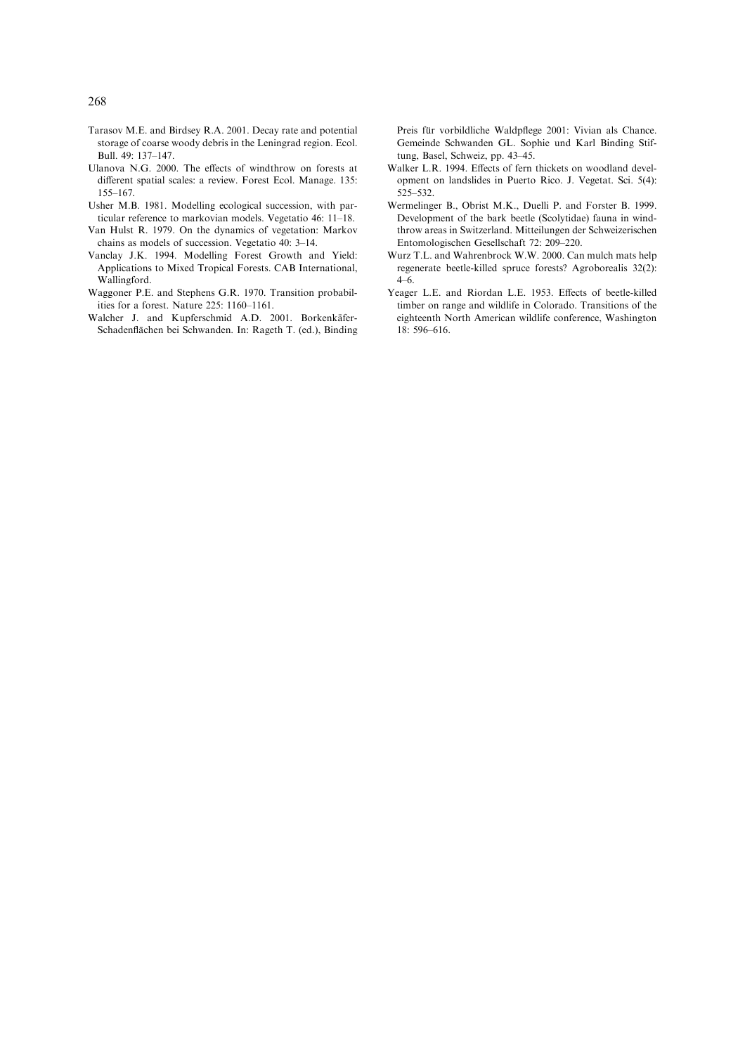Tarasov M.E. and Birdsey R.A. 2001. Decay rate and potential storage of coarse woody debris in the Leningrad region. Ecol. Bull. 49: 137–147.

Ulanova N.G. 2000. The effects of windthrow on forests at different spatial scales: a review. Forest Ecol. Manage. 135: 155–167.

Usher M.B. 1981. Modelling ecological succession, with particular reference to markovian models. Vegetatio 46: 11–18.

Van Hulst R. 1979. On the dynamics of vegetation: Markov chains as models of succession. Vegetatio 40: 3–14.

Vanclay J.K. 1994. Modelling Forest Growth and Yield: Applications to Mixed Tropical Forests. CAB International, Wallingford.

Waggoner P.E. and Stephens G.R. 1970. Transition probabilities for a forest. Nature 225: 1160–1161.

Walcher J. and Kupferschmid A.D. 2001. Borkenkäfer-Schadenflächen bei Schwanden. In: Rageth T. (ed.), Binding Preis für vorbildliche Waldpflege 2001: Vivian als Chance. Gemeinde Schwanden GL. Sophie und Karl Binding Stiftung, Basel, Schweiz, pp. 43–45.

Walker L.R. 1994. Effects of fern thickets on woodland development on landslides in Puerto Rico. J. Vegetat. Sci. 5(4): 525–532.

Wermelinger B., Obrist M.K., Duelli P. and Forster B. 1999. Development of the bark beetle (Scolytidae) fauna in windthrow areas in Switzerland. Mitteilungen der Schweizerischen Entomologischen Gesellschaft 72: 209–220.

Wurz T.L. and Wahrenbrock W.W. 2000. Can mulch mats help regenerate beetle-killed spruce forests? Agroborealis 32(2): 4–6.

Yeager L.E. and Riordan L.E. 1953. Effects of beetle-killed timber on range and wildlife in Colorado. Transitions of the eighteenth North American wildlife conference, Washington 18: 596–616.